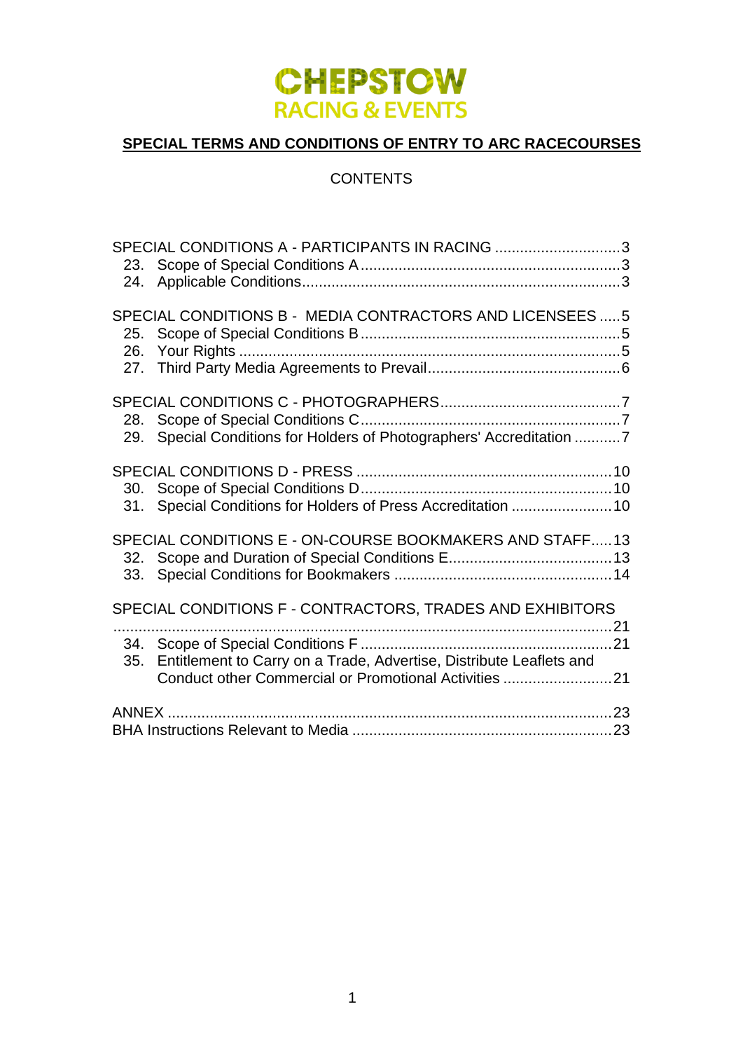# CHEPSTOW
## RACING & EVENTS

**SPECIAL TERMS AND CONDITIONS OF ENTRY TO ARC RACECOURSES**

CONTENTS

SPECIAL CONDITIONS A - PARTICIPANTS IN RACING .............................3
23. Scope of Special Conditions A .............................................................3
24. Applicable Conditions...........................................................................3

SPECIAL CONDITIONS B - MEDIA CONTRACTORS AND LICENSEES .....5
25. Scope of Special Conditions B .............................................................5
26. Your Rights ..........................................................................................5
27. Third Party Media Agreements to Prevail..............................................6

SPECIAL CONDITIONS C - PHOTOGRAPHERS...........................................7
28. Scope of Special Conditions C.............................................................7
29. Special Conditions for Holders of Photographers' Accreditation ...........7

SPECIAL CONDITIONS D - PRESS .............................................................10
30. Scope of Special Conditions D............................................................10
31. Special Conditions for Holders of Press Accreditation ........................10

SPECIAL CONDITIONS E - ON-COURSE BOOKMAKERS AND STAFF.....13
32. Scope and Duration of Special Conditions E.......................................13
33. Special Conditions for Bookmakers ....................................................14

SPECIAL CONDITIONS F - CONTRACTORS, TRADES AND EXHIBITORS .......................................................................................................21
34. Scope of Special Conditions F ............................................................21
35. Entitlement to Carry on a Trade, Advertise, Distribute Leaflets and Conduct other Commercial or Promotional Activities ..........................21

ANNEX .........................................................................................................23
BHA Instructions Relevant to Media ..............................................................23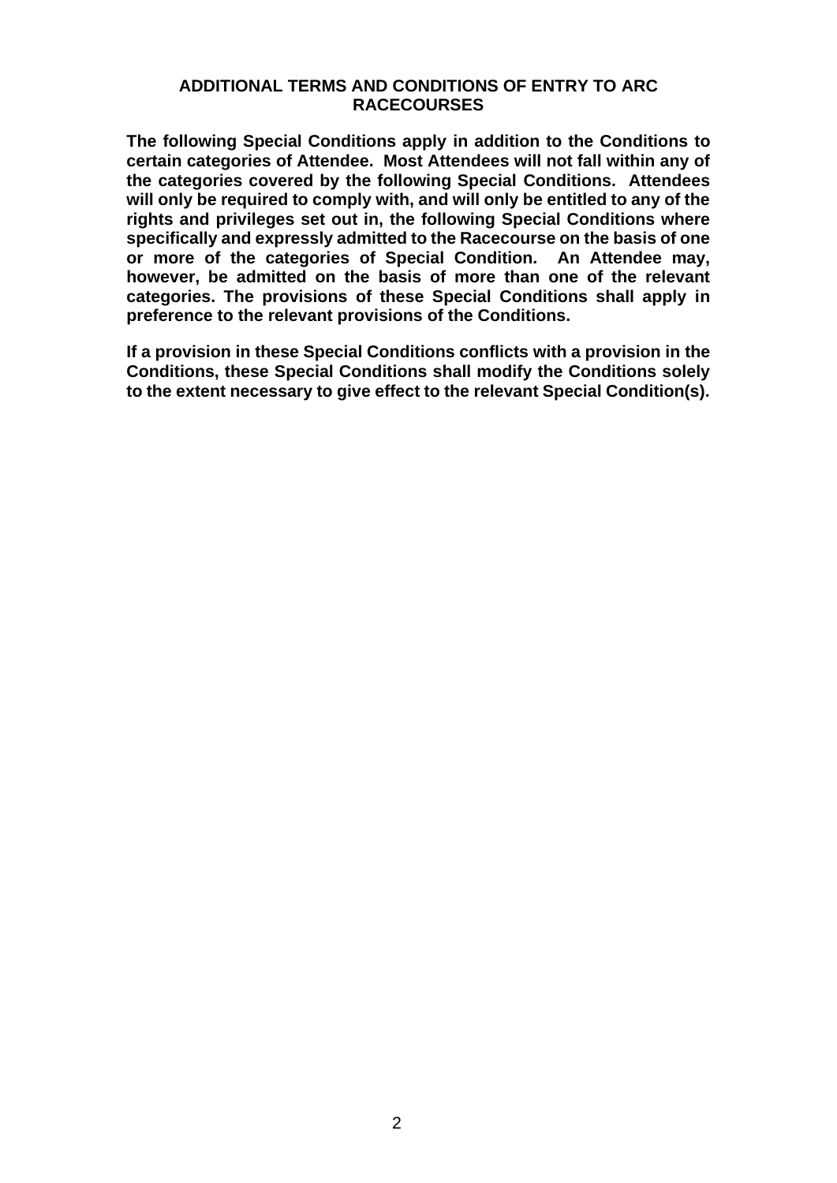# ADDITIONAL TERMS AND CONDITIONS OF ENTRY TO ARC RACECOURSES

**The following Special Conditions apply in addition to the Conditions to certain categories of Attendee. Most Attendees will not fall within any of the categories covered by the following Special Conditions. Attendees will only be required to comply with, and will only be entitled to any of the rights and privileges set out in, the following Special Conditions where specifically and expressly admitted to the Racecourse on the basis of one or more of the categories of Special Condition. An Attendee may, however, be admitted on the basis of more than one of the relevant categories. The provisions of these Special Conditions shall apply in preference to the relevant provisions of the Conditions.**

**If a provision in these Special Conditions conflicts with a provision in the Conditions, these Special Conditions shall modify the Conditions solely to the extent necessary to give effect to the relevant Special Condition(s).**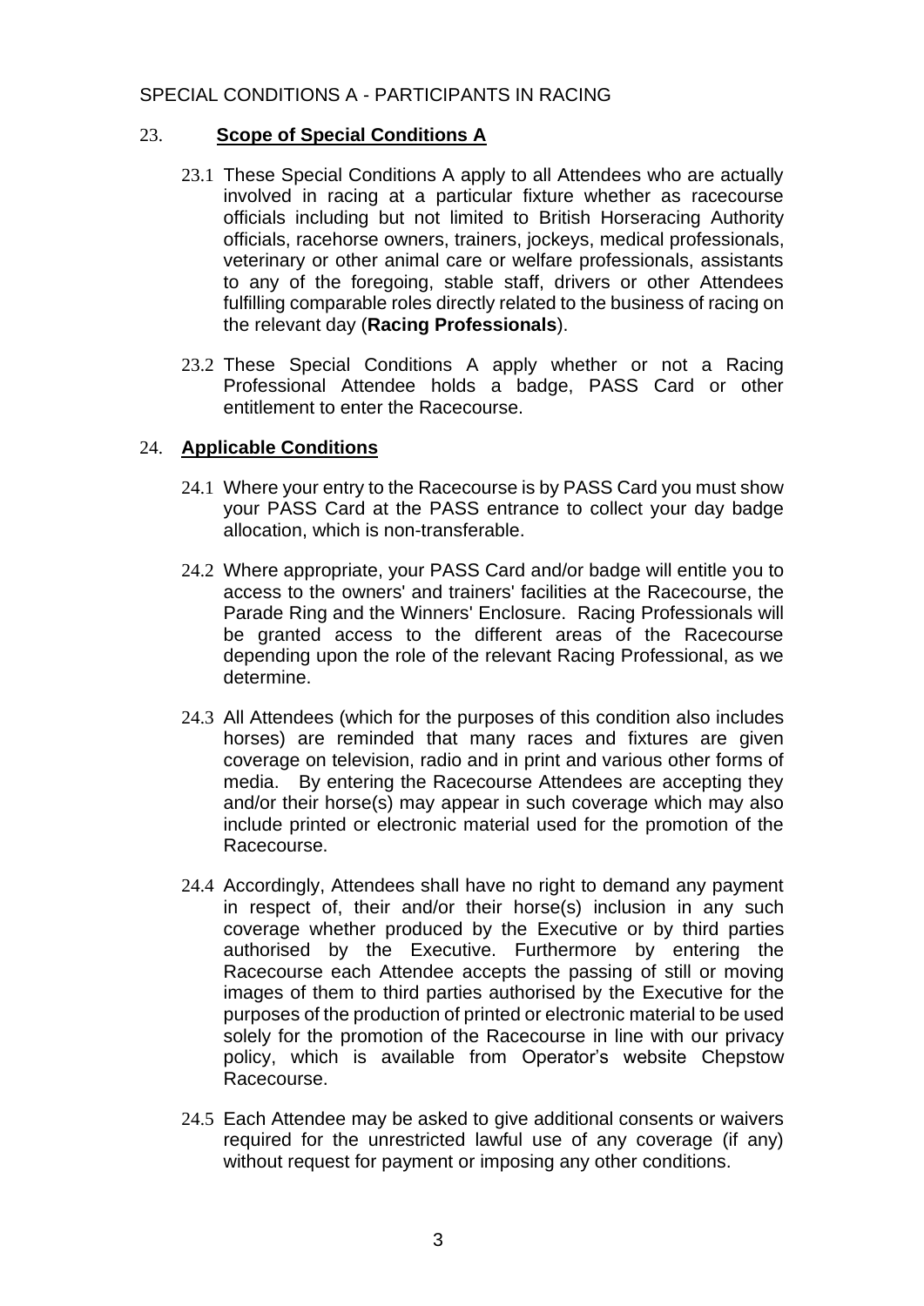SPECIAL CONDITIONS A - PARTICIPANTS IN RACING

## 23. **Scope of Special Conditions A**

23.1 These Special Conditions A apply to all Attendees who are actually involved in racing at a particular fixture whether as racecourse officials including but not limited to British Horseracing Authority officials, racehorse owners, trainers, jockeys, medical professionals, veterinary or other animal care or welfare professionals, assistants to any of the foregoing, stable staff, drivers or other Attendees fulfilling comparable roles directly related to the business of racing on the relevant day (**Racing Professionals**).

23.2 These Special Conditions A apply whether or not a Racing Professional Attendee holds a badge, PASS Card or other entitlement to enter the Racecourse.

## 24. **Applicable Conditions**

24.1 Where your entry to the Racecourse is by PASS Card you must show your PASS Card at the PASS entrance to collect your day badge allocation, which is non-transferable.

24.2 Where appropriate, your PASS Card and/or badge will entitle you to access to the owners' and trainers' facilities at the Racecourse, the Parade Ring and the Winners' Enclosure. Racing Professionals will be granted access to the different areas of the Racecourse depending upon the role of the relevant Racing Professional, as we determine.

24.3 All Attendees (which for the purposes of this condition also includes horses) are reminded that many races and fixtures are given coverage on television, radio and in print and various other forms of media. By entering the Racecourse Attendees are accepting they and/or their horse(s) may appear in such coverage which may also include printed or electronic material used for the promotion of the Racecourse.

24.4 Accordingly, Attendees shall have no right to demand any payment in respect of, their and/or their horse(s) inclusion in any such coverage whether produced by the Executive or by third parties authorised by the Executive. Furthermore by entering the Racecourse each Attendee accepts the passing of still or moving images of them to third parties authorised by the Executive for the purposes of the production of printed or electronic material to be used solely for the promotion of the Racecourse in line with our privacy policy, which is available from Operator's website Chepstow Racecourse.

24.5 Each Attendee may be asked to give additional consents or waivers required for the unrestricted lawful use of any coverage (if any) without request for payment or imposing any other conditions.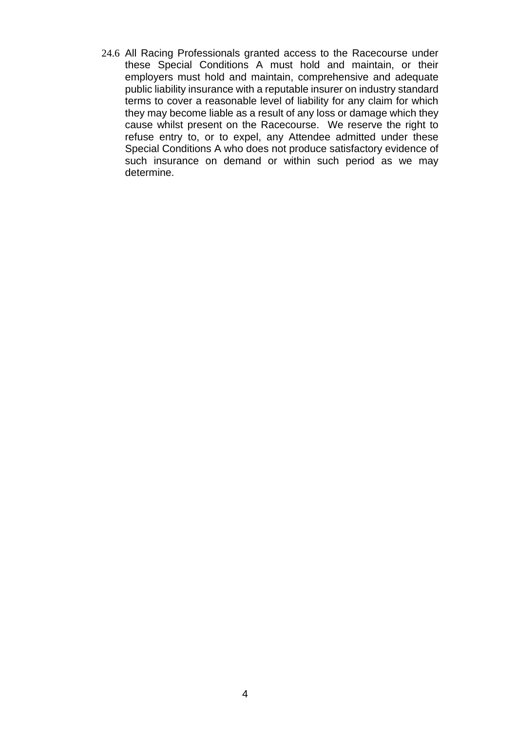24.6 All Racing Professionals granted access to the Racecourse under these Special Conditions A must hold and maintain, or their employers must hold and maintain, comprehensive and adequate public liability insurance with a reputable insurer on industry standard terms to cover a reasonable level of liability for any claim for which they may become liable as a result of any loss or damage which they cause whilst present on the Racecourse. We reserve the right to refuse entry to, or to expel, any Attendee admitted under these Special Conditions A who does not produce satisfactory evidence of such insurance on demand or within such period as we may determine.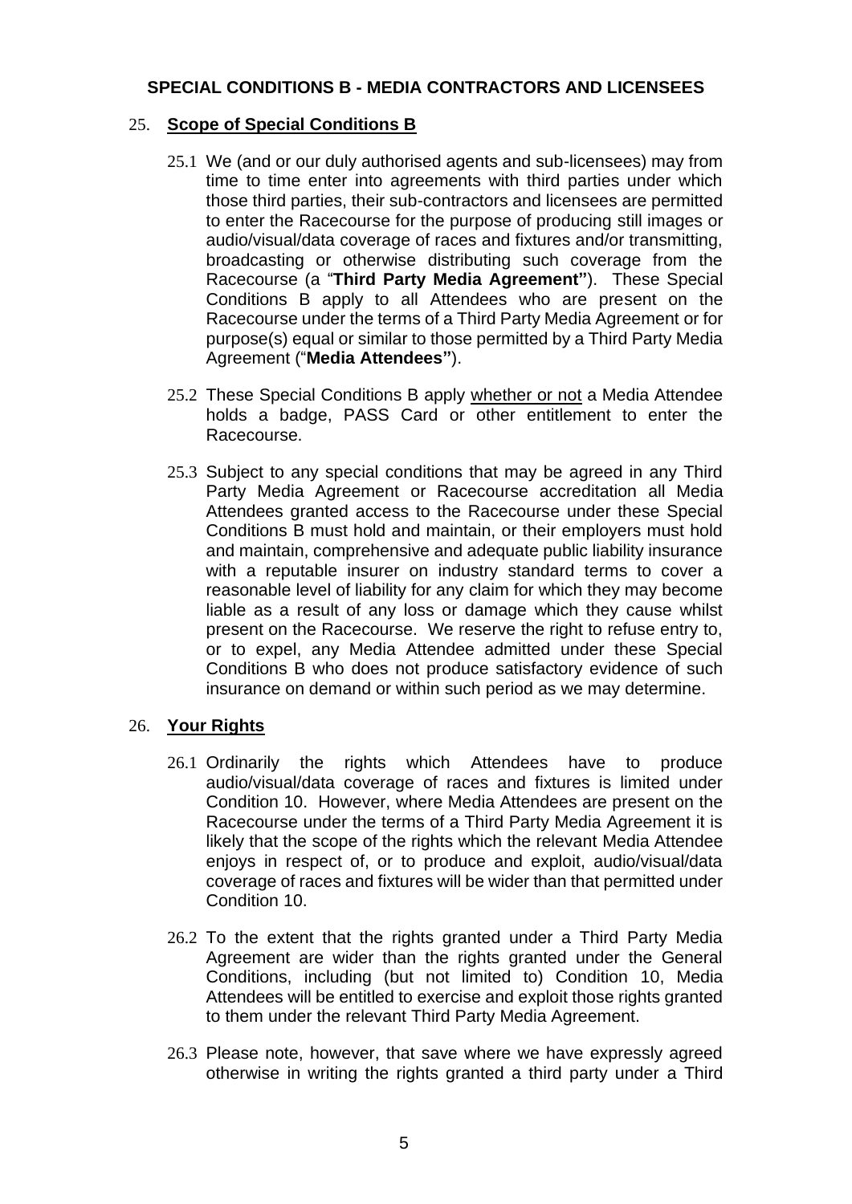## SPECIAL CONDITIONS B - MEDIA CONTRACTORS AND LICENSEES

### 25. Scope of Special Conditions B

25.1 We (and or our duly authorised agents and sub-licensees) may from time to time enter into agreements with third parties under which those third parties, their sub-contractors and licensees are permitted to enter the Racecourse for the purpose of producing still images or audio/visual/data coverage of races and fixtures and/or transmitting, broadcasting or otherwise distributing such coverage from the Racecourse (a "**Third Party Media Agreement"**). These Special Conditions B apply to all Attendees who are present on the Racecourse under the terms of a Third Party Media Agreement or for purpose(s) equal or similar to those permitted by a Third Party Media Agreement ("**Media Attendees"**).

25.2 These Special Conditions B apply whether or not a Media Attendee holds a badge, PASS Card or other entitlement to enter the Racecourse.

25.3 Subject to any special conditions that may be agreed in any Third Party Media Agreement or Racecourse accreditation all Media Attendees granted access to the Racecourse under these Special Conditions B must hold and maintain, or their employers must hold and maintain, comprehensive and adequate public liability insurance with a reputable insurer on industry standard terms to cover a reasonable level of liability for any claim for which they may become liable as a result of any loss or damage which they cause whilst present on the Racecourse. We reserve the right to refuse entry to, or to expel, any Media Attendee admitted under these Special Conditions B who does not produce satisfactory evidence of such insurance on demand or within such period as we may determine.

### 26. Your Rights

26.1 Ordinarily the rights which Attendees have to produce audio/visual/data coverage of races and fixtures is limited under Condition 10. However, where Media Attendees are present on the Racecourse under the terms of a Third Party Media Agreement it is likely that the scope of the rights which the relevant Media Attendee enjoys in respect of, or to produce and exploit, audio/visual/data coverage of races and fixtures will be wider than that permitted under Condition 10.

26.2 To the extent that the rights granted under a Third Party Media Agreement are wider than the rights granted under the General Conditions, including (but not limited to) Condition 10, Media Attendees will be entitled to exercise and exploit those rights granted to them under the relevant Third Party Media Agreement.

26.3 Please note, however, that save where we have expressly agreed otherwise in writing the rights granted a third party under a Third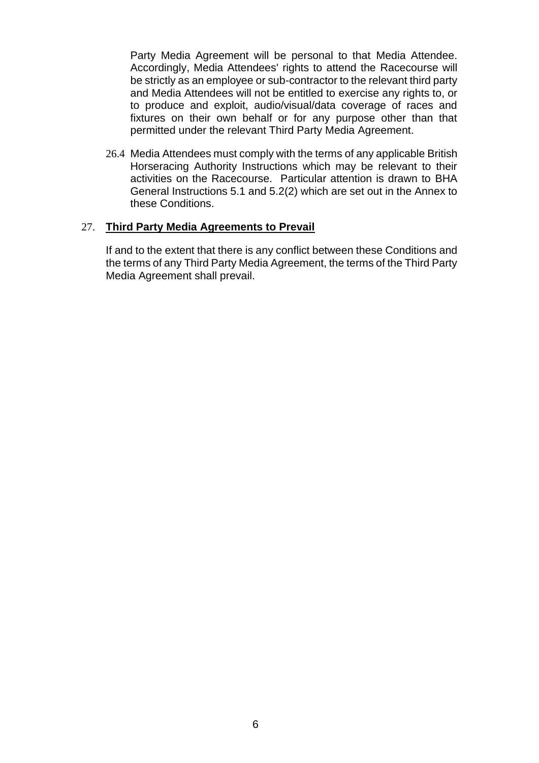Party Media Agreement will be personal to that Media Attendee. Accordingly, Media Attendees' rights to attend the Racecourse will be strictly as an employee or sub-contractor to the relevant third party and Media Attendees will not be entitled to exercise any rights to, or to produce and exploit, audio/visual/data coverage of races and fixtures on their own behalf or for any purpose other than that permitted under the relevant Third Party Media Agreement.

26.4 Media Attendees must comply with the terms of any applicable British Horseracing Authority Instructions which may be relevant to their activities on the Racecourse. Particular attention is drawn to BHA General Instructions 5.1 and 5.2(2) which are set out in the Annex to these Conditions.

27. **Third Party Media Agreements to Prevail**

If and to the extent that there is any conflict between these Conditions and the terms of any Third Party Media Agreement, the terms of the Third Party Media Agreement shall prevail.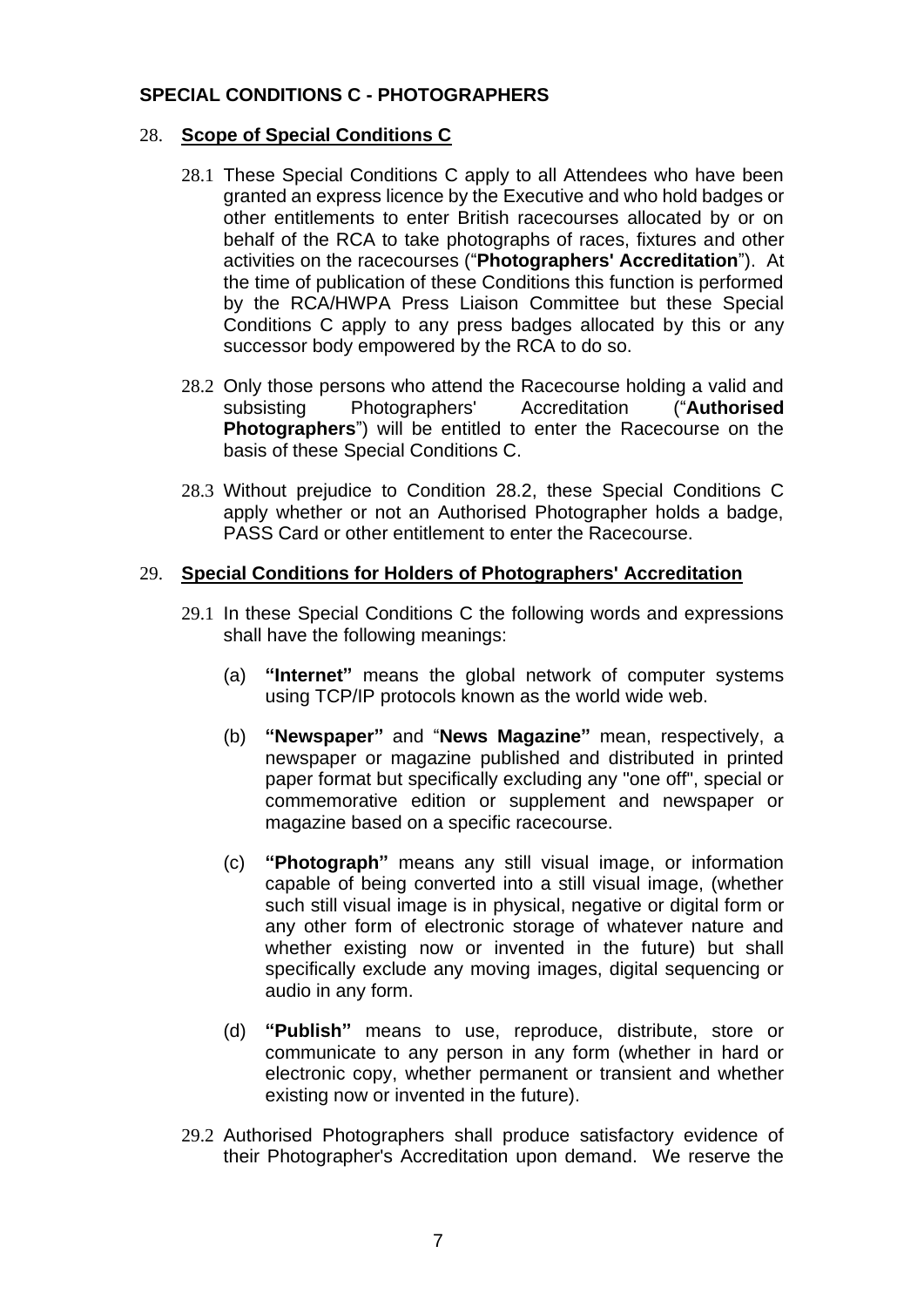## SPECIAL CONDITIONS C - PHOTOGRAPHERS

### 28. Scope of Special Conditions C

28.1 These Special Conditions C apply to all Attendees who have been granted an express licence by the Executive and who hold badges or other entitlements to enter British racecourses allocated by or on behalf of the RCA to take photographs of races, fixtures and other activities on the racecourses ("**Photographers' Accreditation**"). At the time of publication of these Conditions this function is performed by the RCA/HWPA Press Liaison Committee but these Special Conditions C apply to any press badges allocated by this or any successor body empowered by the RCA to do so.

28.2 Only those persons who attend the Racecourse holding a valid and subsisting Photographers' Accreditation ("**Authorised Photographers**") will be entitled to enter the Racecourse on the basis of these Special Conditions C.

28.3 Without prejudice to Condition 28.2, these Special Conditions C apply whether or not an Authorised Photographer holds a badge, PASS Card or other entitlement to enter the Racecourse.

### 29. Special Conditions for Holders of Photographers' Accreditation

29.1 In these Special Conditions C the following words and expressions shall have the following meanings:

(a) **"Internet"** means the global network of computer systems using TCP/IP protocols known as the world wide web.

(b) **"Newspaper"** and "**News Magazine"** mean, respectively, a newspaper or magazine published and distributed in printed paper format but specifically excluding any "one off", special or commemorative edition or supplement and newspaper or magazine based on a specific racecourse.

(c) **"Photograph"** means any still visual image, or information capable of being converted into a still visual image, (whether such still visual image is in physical, negative or digital form or any other form of electronic storage of whatever nature and whether existing now or invented in the future) but shall specifically exclude any moving images, digital sequencing or audio in any form.

(d) **"Publish"** means to use, reproduce, distribute, store or communicate to any person in any form (whether in hard or electronic copy, whether permanent or transient and whether existing now or invented in the future).

29.2 Authorised Photographers shall produce satisfactory evidence of their Photographer's Accreditation upon demand. We reserve the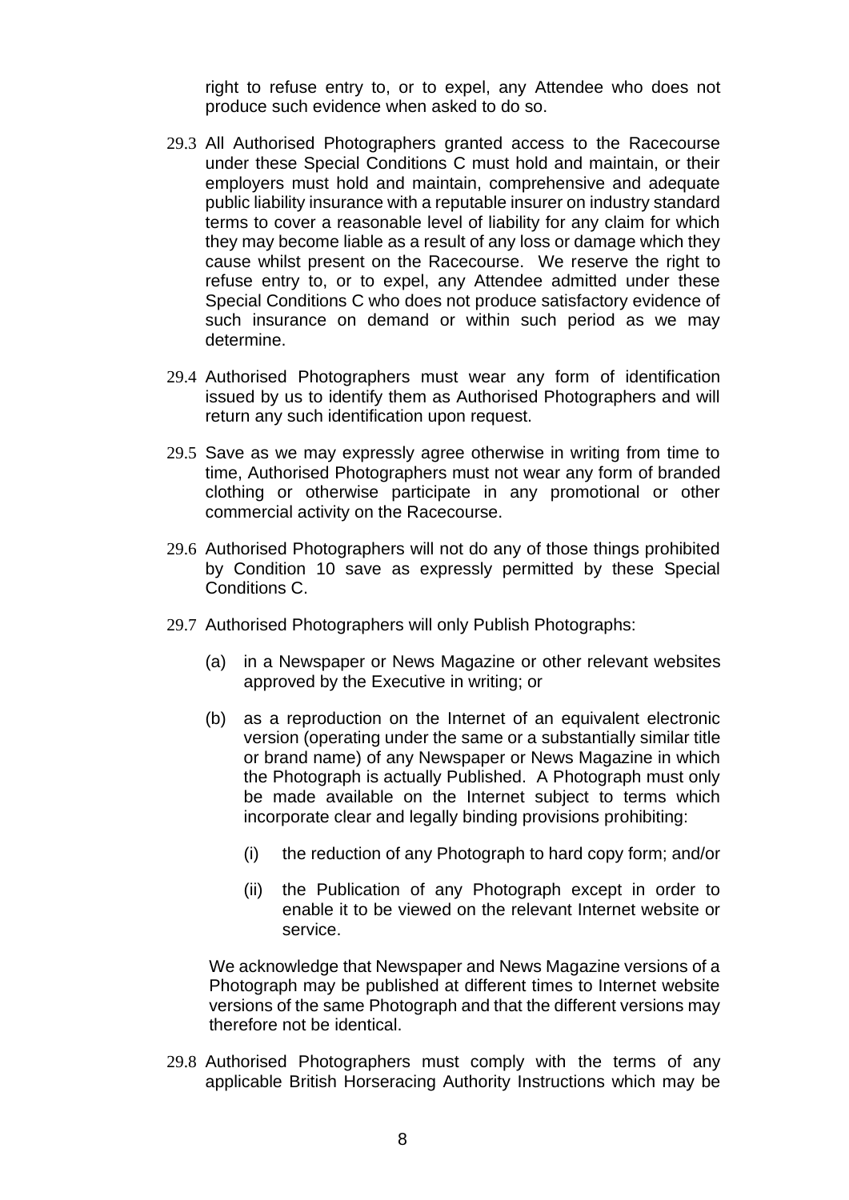right to refuse entry to, or to expel, any Attendee who does not produce such evidence when asked to do so.

29.3 All Authorised Photographers granted access to the Racecourse under these Special Conditions C must hold and maintain, or their employers must hold and maintain, comprehensive and adequate public liability insurance with a reputable insurer on industry standard terms to cover a reasonable level of liability for any claim for which they may become liable as a result of any loss or damage which they cause whilst present on the Racecourse. We reserve the right to refuse entry to, or to expel, any Attendee admitted under these Special Conditions C who does not produce satisfactory evidence of such insurance on demand or within such period as we may determine.

29.4 Authorised Photographers must wear any form of identification issued by us to identify them as Authorised Photographers and will return any such identification upon request.

29.5 Save as we may expressly agree otherwise in writing from time to time, Authorised Photographers must not wear any form of branded clothing or otherwise participate in any promotional or other commercial activity on the Racecourse.

29.6 Authorised Photographers will not do any of those things prohibited by Condition 10 save as expressly permitted by these Special Conditions C.

29.7 Authorised Photographers will only Publish Photographs:

(a) in a Newspaper or News Magazine or other relevant websites approved by the Executive in writing; or

(b) as a reproduction on the Internet of an equivalent electronic version (operating under the same or a substantially similar title or brand name) of any Newspaper or News Magazine in which the Photograph is actually Published. A Photograph must only be made available on the Internet subject to terms which incorporate clear and legally binding provisions prohibiting:

   (i) the reduction of any Photograph to hard copy form; and/or

   (ii) the Publication of any Photograph except in order to enable it to be viewed on the relevant Internet website or service.

We acknowledge that Newspaper and News Magazine versions of a Photograph may be published at different times to Internet website versions of the same Photograph and that the different versions may therefore not be identical.

29.8 Authorised Photographers must comply with the terms of any applicable British Horseracing Authority Instructions which may be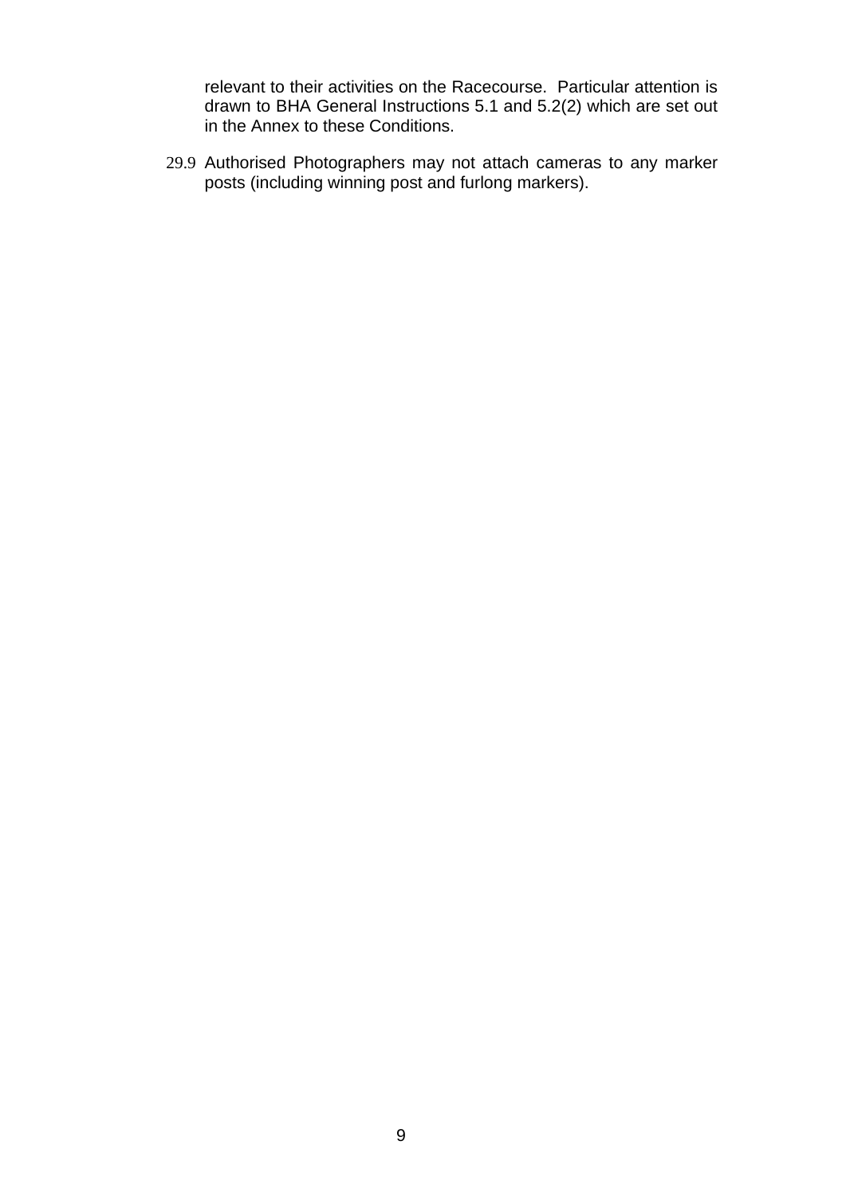relevant to their activities on the Racecourse. Particular attention is drawn to BHA General Instructions 5.1 and 5.2(2) which are set out in the Annex to these Conditions.

29.9 Authorised Photographers may not attach cameras to any marker posts (including winning post and furlong markers).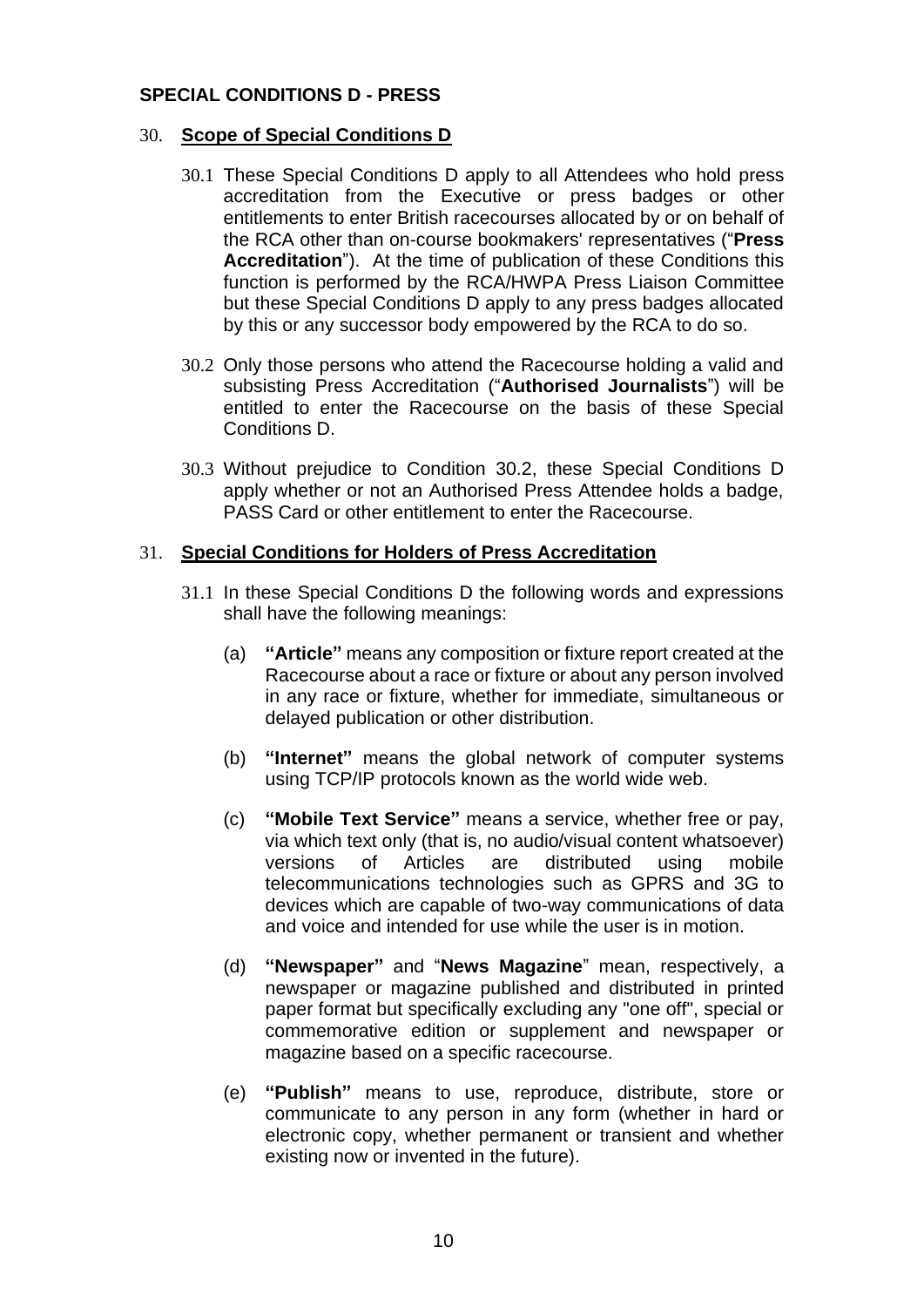## SPECIAL CONDITIONS D - PRESS

### 30. Scope of Special Conditions D

30.1 These Special Conditions D apply to all Attendees who hold press accreditation from the Executive or press badges or other entitlements to enter British racecourses allocated by or on behalf of the RCA other than on-course bookmakers' representatives ("**Press Accreditation**"). At the time of publication of these Conditions this function is performed by the RCA/HWPA Press Liaison Committee but these Special Conditions D apply to any press badges allocated by this or any successor body empowered by the RCA to do so.

30.2 Only those persons who attend the Racecourse holding a valid and subsisting Press Accreditation ("**Authorised Journalists**") will be entitled to enter the Racecourse on the basis of these Special Conditions D.

30.3 Without prejudice to Condition 30.2, these Special Conditions D apply whether or not an Authorised Press Attendee holds a badge, PASS Card or other entitlement to enter the Racecourse.

### 31. Special Conditions for Holders of Press Accreditation

31.1 In these Special Conditions D the following words and expressions shall have the following meanings:

(a) **"Article"** means any composition or fixture report created at the Racecourse about a race or fixture or about any person involved in any race or fixture, whether for immediate, simultaneous or delayed publication or other distribution.

(b) **"Internet"** means the global network of computer systems using TCP/IP protocols known as the world wide web.

(c) **"Mobile Text Service"** means a service, whether free or pay, via which text only (that is, no audio/visual content whatsoever) versions of Articles are distributed using mobile telecommunications technologies such as GPRS and 3G to devices which are capable of two-way communications of data and voice and intended for use while the user is in motion.

(d) **"Newspaper"** and "**News Magazine**" mean, respectively, a newspaper or magazine published and distributed in printed paper format but specifically excluding any "one off", special or commemorative edition or supplement and newspaper or magazine based on a specific racecourse.

(e) **"Publish"** means to use, reproduce, distribute, store or communicate to any person in any form (whether in hard or electronic copy, whether permanent or transient and whether existing now or invented in the future).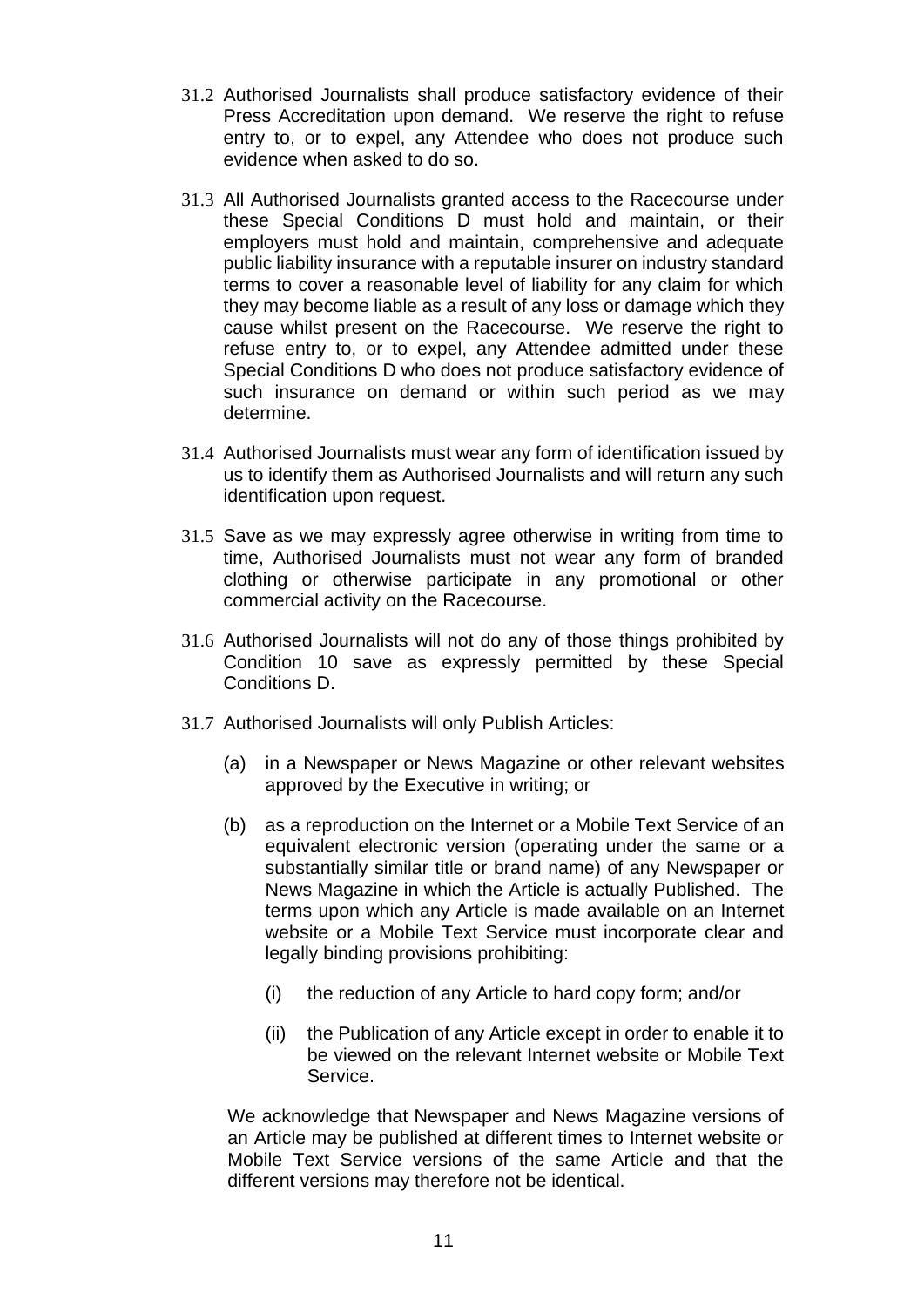31.2 Authorised Journalists shall produce satisfactory evidence of their Press Accreditation upon demand. We reserve the right to refuse entry to, or to expel, any Attendee who does not produce such evidence when asked to do so.

31.3 All Authorised Journalists granted access to the Racecourse under these Special Conditions D must hold and maintain, or their employers must hold and maintain, comprehensive and adequate public liability insurance with a reputable insurer on industry standard terms to cover a reasonable level of liability for any claim for which they may become liable as a result of any loss or damage which they cause whilst present on the Racecourse. We reserve the right to refuse entry to, or to expel, any Attendee admitted under these Special Conditions D who does not produce satisfactory evidence of such insurance on demand or within such period as we may determine.

31.4 Authorised Journalists must wear any form of identification issued by us to identify them as Authorised Journalists and will return any such identification upon request.

31.5 Save as we may expressly agree otherwise in writing from time to time, Authorised Journalists must not wear any form of branded clothing or otherwise participate in any promotional or other commercial activity on the Racecourse.

31.6 Authorised Journalists will not do any of those things prohibited by Condition 10 save as expressly permitted by these Special Conditions D.

31.7 Authorised Journalists will only Publish Articles:

(a) in a Newspaper or News Magazine or other relevant websites approved by the Executive in writing; or

(b) as a reproduction on the Internet or a Mobile Text Service of an equivalent electronic version (operating under the same or a substantially similar title or brand name) of any Newspaper or News Magazine in which the Article is actually Published. The terms upon which any Article is made available on an Internet website or a Mobile Text Service must incorporate clear and legally binding provisions prohibiting:

(i) the reduction of any Article to hard copy form; and/or

(ii) the Publication of any Article except in order to enable it to be viewed on the relevant Internet website or Mobile Text Service.

We acknowledge that Newspaper and News Magazine versions of an Article may be published at different times to Internet website or Mobile Text Service versions of the same Article and that the different versions may therefore not be identical.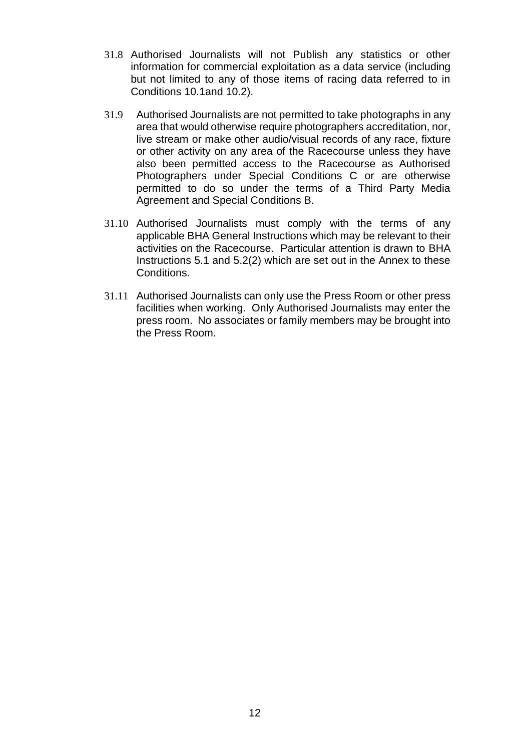31.8 Authorised Journalists will not Publish any statistics or other information for commercial exploitation as a data service (including but not limited to any of those items of racing data referred to in Conditions 10.1and 10.2).

31.9 Authorised Journalists are not permitted to take photographs in any area that would otherwise require photographers accreditation, nor, live stream or make other audio/visual records of any race, fixture or other activity on any area of the Racecourse unless they have also been permitted access to the Racecourse as Authorised Photographers under Special Conditions C or are otherwise permitted to do so under the terms of a Third Party Media Agreement and Special Conditions B.

31.10 Authorised Journalists must comply with the terms of any applicable BHA General Instructions which may be relevant to their activities on the Racecourse. Particular attention is drawn to BHA Instructions 5.1 and 5.2(2) which are set out in the Annex to these Conditions.

31.11 Authorised Journalists can only use the Press Room or other press facilities when working. Only Authorised Journalists may enter the press room. No associates or family members may be brought into the Press Room.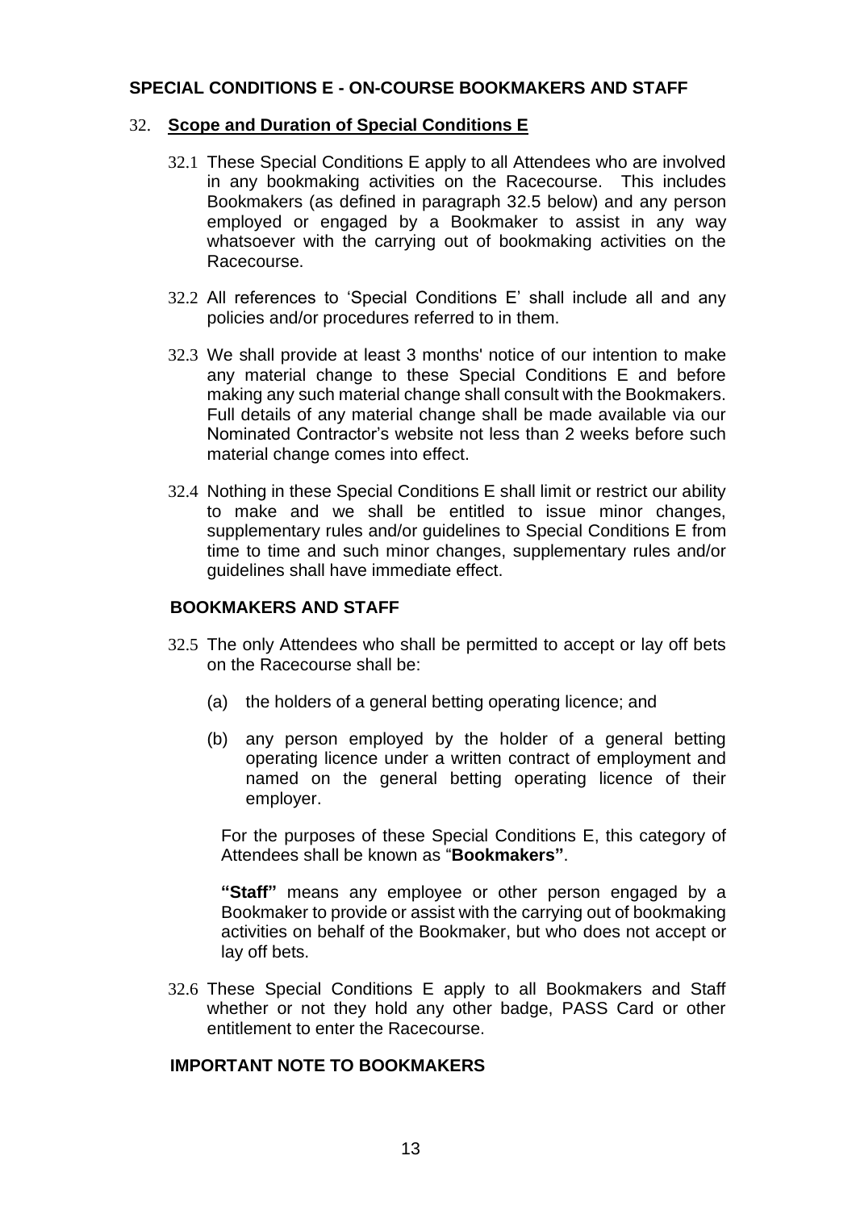## SPECIAL CONDITIONS E - ON-COURSE BOOKMAKERS AND STAFF

### 32. Scope and Duration of Special Conditions E

32.1 These Special Conditions E apply to all Attendees who are involved in any bookmaking activities on the Racecourse. This includes Bookmakers (as defined in paragraph 32.5 below) and any person employed or engaged by a Bookmaker to assist in any way whatsoever with the carrying out of bookmaking activities on the Racecourse.

32.2 All references to 'Special Conditions E' shall include all and any policies and/or procedures referred to in them.

32.3 We shall provide at least 3 months' notice of our intention to make any material change to these Special Conditions E and before making any such material change shall consult with the Bookmakers. Full details of any material change shall be made available via our Nominated Contractor's website not less than 2 weeks before such material change comes into effect.

32.4 Nothing in these Special Conditions E shall limit or restrict our ability to make and we shall be entitled to issue minor changes, supplementary rules and/or guidelines to Special Conditions E from time to time and such minor changes, supplementary rules and/or guidelines shall have immediate effect.

### BOOKMAKERS AND STAFF

32.5 The only Attendees who shall be permitted to accept or lay off bets on the Racecourse shall be:

(a) the holders of a general betting operating licence; and

(b) any person employed by the holder of a general betting operating licence under a written contract of employment and named on the general betting operating licence of their employer.

For the purposes of these Special Conditions E, this category of Attendees shall be known as "**Bookmakers"**.

**"Staff"** means any employee or other person engaged by a Bookmaker to provide or assist with the carrying out of bookmaking activities on behalf of the Bookmaker, but who does not accept or lay off bets.

32.6 These Special Conditions E apply to all Bookmakers and Staff whether or not they hold any other badge, PASS Card or other entitlement to enter the Racecourse.

### IMPORTANT NOTE TO BOOKMAKERS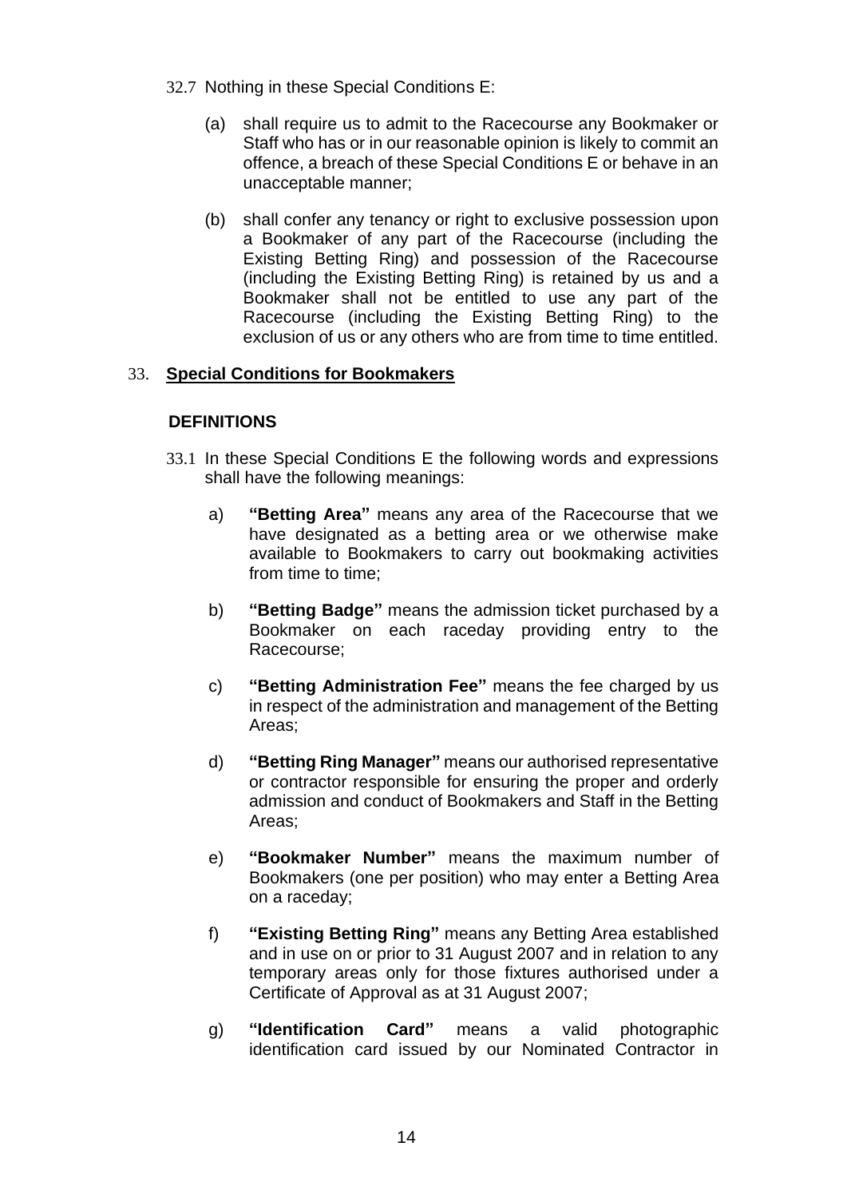32.7 Nothing in these Special Conditions E:

(a) shall require us to admit to the Racecourse any Bookmaker or Staff who has or in our reasonable opinion is likely to commit an offence, a breach of these Special Conditions E or behave in an unacceptable manner;

(b) shall confer any tenancy or right to exclusive possession upon a Bookmaker of any part of the Racecourse (including the Existing Betting Ring) and possession of the Racecourse (including the Existing Betting Ring) is retained by us and a Bookmaker shall not be entitled to use any part of the Racecourse (including the Existing Betting Ring) to the exclusion of us or any others who are from time to time entitled.

## 33. Special Conditions for Bookmakers

### DEFINITIONS

33.1 In these Special Conditions E the following words and expressions shall have the following meanings:

a) **"Betting Area"** means any area of the Racecourse that we have designated as a betting area or we otherwise make available to Bookmakers to carry out bookmaking activities from time to time;

b) **"Betting Badge"** means the admission ticket purchased by a Bookmaker on each raceday providing entry to the Racecourse;

c) **"Betting Administration Fee"** means the fee charged by us in respect of the administration and management of the Betting Areas;

d) **"Betting Ring Manager"** means our authorised representative or contractor responsible for ensuring the proper and orderly admission and conduct of Bookmakers and Staff in the Betting Areas;

e) **"Bookmaker Number"** means the maximum number of Bookmakers (one per position) who may enter a Betting Area on a raceday;

f) **"Existing Betting Ring"** means any Betting Area established and in use on or prior to 31 August 2007 and in relation to any temporary areas only for those fixtures authorised under a Certificate of Approval as at 31 August 2007;

g) **"Identification Card"** means a valid photographic identification card issued by our Nominated Contractor in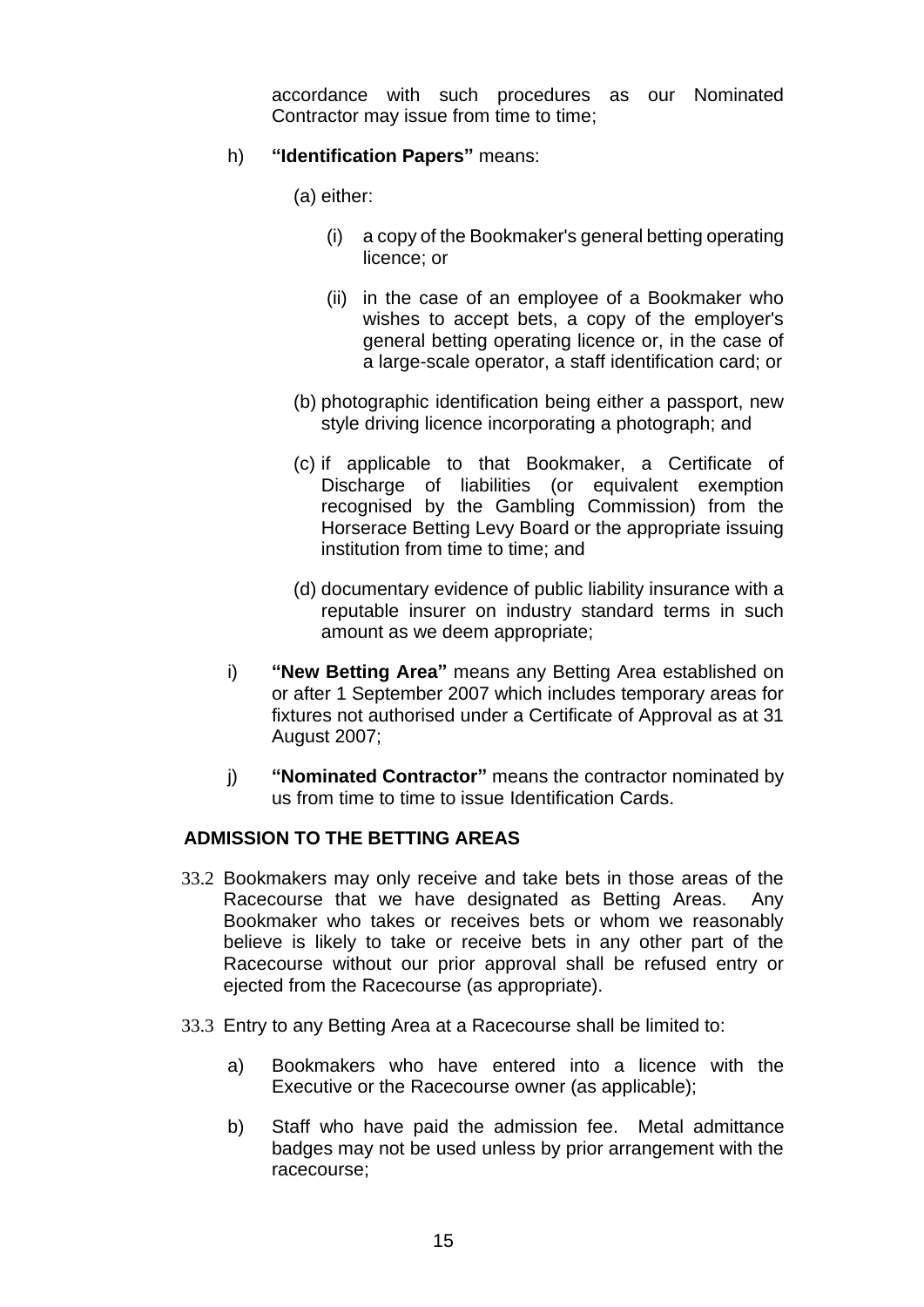accordance with such procedures as our Nominated Contractor may issue from time to time;

h) **"Identification Papers"** means:

   (a) either:

      (i) a copy of the Bookmaker's general betting operating licence; or

      (ii) in the case of an employee of a Bookmaker who wishes to accept bets, a copy of the employer's general betting operating licence or, in the case of a large-scale operator, a staff identification card; or

   (b) photographic identification being either a passport, new style driving licence incorporating a photograph; and

   (c) if applicable to that Bookmaker, a Certificate of Discharge of liabilities (or equivalent exemption recognised by the Gambling Commission) from the Horserace Betting Levy Board or the appropriate issuing institution from time to time; and

   (d) documentary evidence of public liability insurance with a reputable insurer on industry standard terms in such amount as we deem appropriate;

i) **"New Betting Area"** means any Betting Area established on or after 1 September 2007 which includes temporary areas for fixtures not authorised under a Certificate of Approval as at 31 August 2007;

j) **"Nominated Contractor"** means the contractor nominated by us from time to time to issue Identification Cards.

## ADMISSION TO THE BETTING AREAS

33.2 Bookmakers may only receive and take bets in those areas of the Racecourse that we have designated as Betting Areas. Any Bookmaker who takes or receives bets or whom we reasonably believe is likely to take or receive bets in any other part of the Racecourse without our prior approval shall be refused entry or ejected from the Racecourse (as appropriate).

33.3 Entry to any Betting Area at a Racecourse shall be limited to:

a) Bookmakers who have entered into a licence with the Executive or the Racecourse owner (as applicable);

b) Staff who have paid the admission fee. Metal admittance badges may not be used unless by prior arrangement with the racecourse;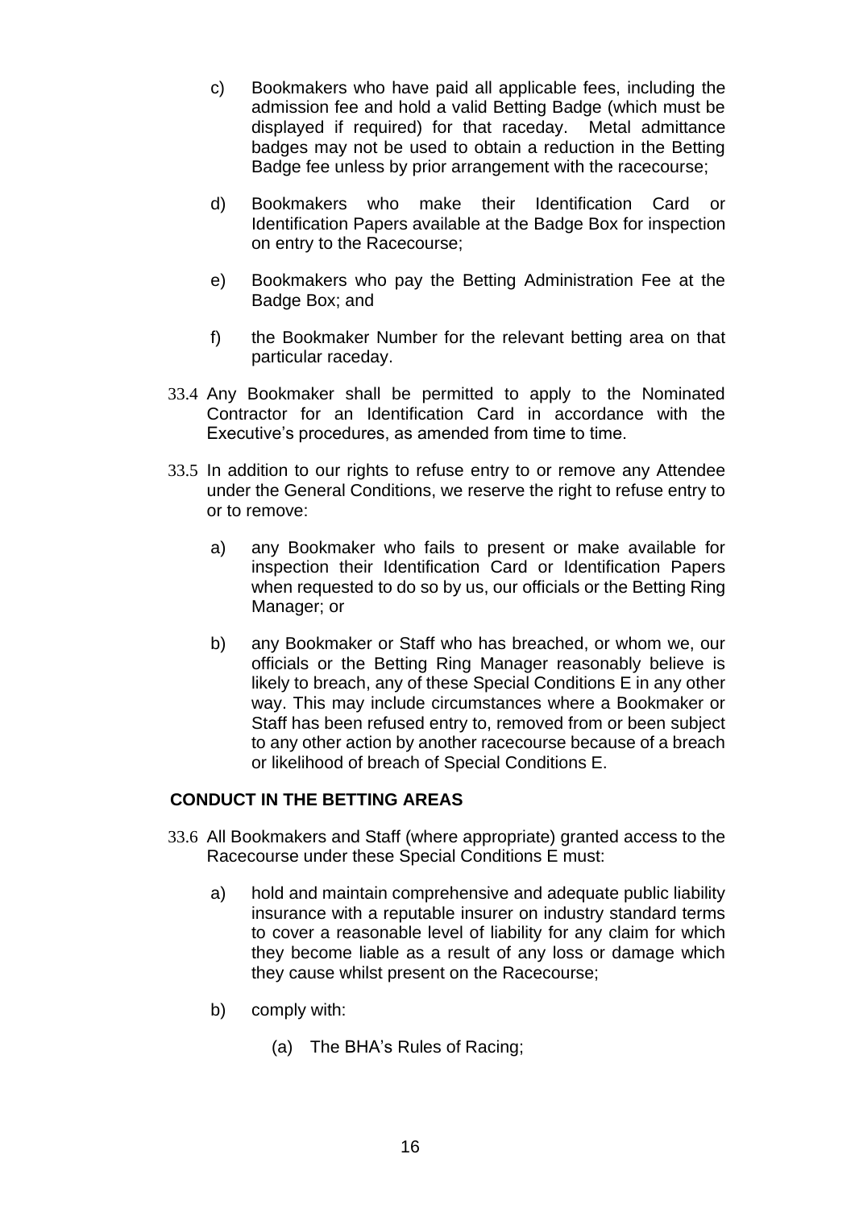c) Bookmakers who have paid all applicable fees, including the admission fee and hold a valid Betting Badge (which must be displayed if required) for that raceday. Metal admittance badges may not be used to obtain a reduction in the Betting Badge fee unless by prior arrangement with the racecourse;

d) Bookmakers who make their Identification Card or Identification Papers available at the Badge Box for inspection on entry to the Racecourse;

e) Bookmakers who pay the Betting Administration Fee at the Badge Box; and

f) the Bookmaker Number for the relevant betting area on that particular raceday.

33.4 Any Bookmaker shall be permitted to apply to the Nominated Contractor for an Identification Card in accordance with the Executive's procedures, as amended from time to time.

33.5 In addition to our rights to refuse entry to or remove any Attendee under the General Conditions, we reserve the right to refuse entry to or to remove:

a) any Bookmaker who fails to present or make available for inspection their Identification Card or Identification Papers when requested to do so by us, our officials or the Betting Ring Manager; or

b) any Bookmaker or Staff who has breached, or whom we, our officials or the Betting Ring Manager reasonably believe is likely to breach, any of these Special Conditions E in any other way. This may include circumstances where a Bookmaker or Staff has been refused entry to, removed from or been subject to any other action by another racecourse because of a breach or likelihood of breach of Special Conditions E.

**CONDUCT IN THE BETTING AREAS**

33.6 All Bookmakers and Staff (where appropriate) granted access to the Racecourse under these Special Conditions E must:

a) hold and maintain comprehensive and adequate public liability insurance with a reputable insurer on industry standard terms to cover a reasonable level of liability for any claim for which they become liable as a result of any loss or damage which they cause whilst present on the Racecourse;

b) comply with:

(a) The BHA's Rules of Racing;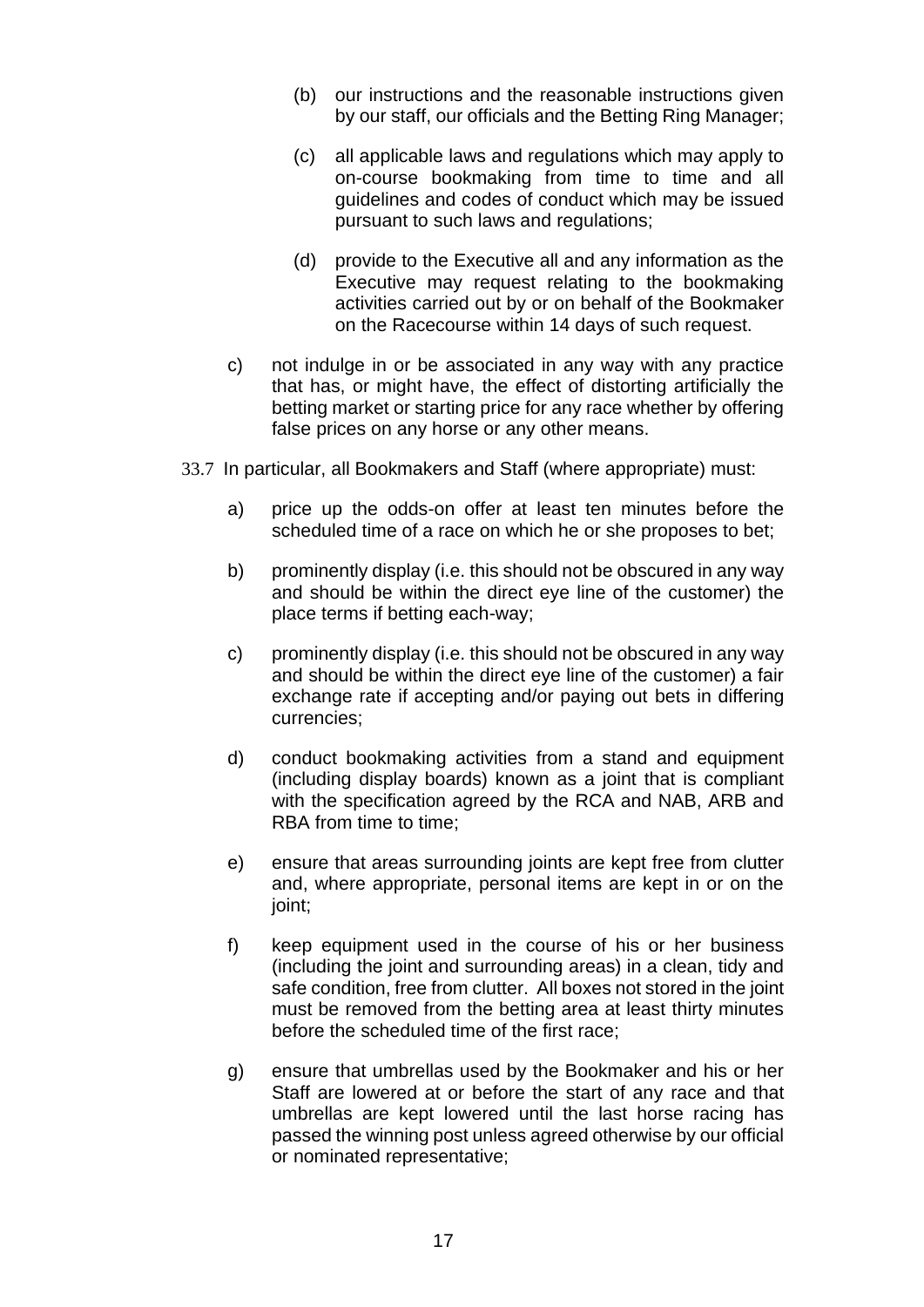(b) our instructions and the reasonable instructions given by our staff, our officials and the Betting Ring Manager;

(c) all applicable laws and regulations which may apply to on-course bookmaking from time to time and all guidelines and codes of conduct which may be issued pursuant to such laws and regulations;

(d) provide to the Executive all and any information as the Executive may request relating to the bookmaking activities carried out by or on behalf of the Bookmaker on the Racecourse within 14 days of such request.

c) not indulge in or be associated in any way with any practice that has, or might have, the effect of distorting artificially the betting market or starting price for any race whether by offering false prices on any horse or any other means.

33.7 In particular, all Bookmakers and Staff (where appropriate) must:

a) price up the odds-on offer at least ten minutes before the scheduled time of a race on which he or she proposes to bet;

b) prominently display (i.e. this should not be obscured in any way and should be within the direct eye line of the customer) the place terms if betting each-way;

c) prominently display (i.e. this should not be obscured in any way and should be within the direct eye line of the customer) a fair exchange rate if accepting and/or paying out bets in differing currencies;

d) conduct bookmaking activities from a stand and equipment (including display boards) known as a joint that is compliant with the specification agreed by the RCA and NAB, ARB and RBA from time to time;

e) ensure that areas surrounding joints are kept free from clutter and, where appropriate, personal items are kept in or on the joint;

f) keep equipment used in the course of his or her business (including the joint and surrounding areas) in a clean, tidy and safe condition, free from clutter. All boxes not stored in the joint must be removed from the betting area at least thirty minutes before the scheduled time of the first race;

g) ensure that umbrellas used by the Bookmaker and his or her Staff are lowered at or before the start of any race and that umbrellas are kept lowered until the last horse racing has passed the winning post unless agreed otherwise by our official or nominated representative;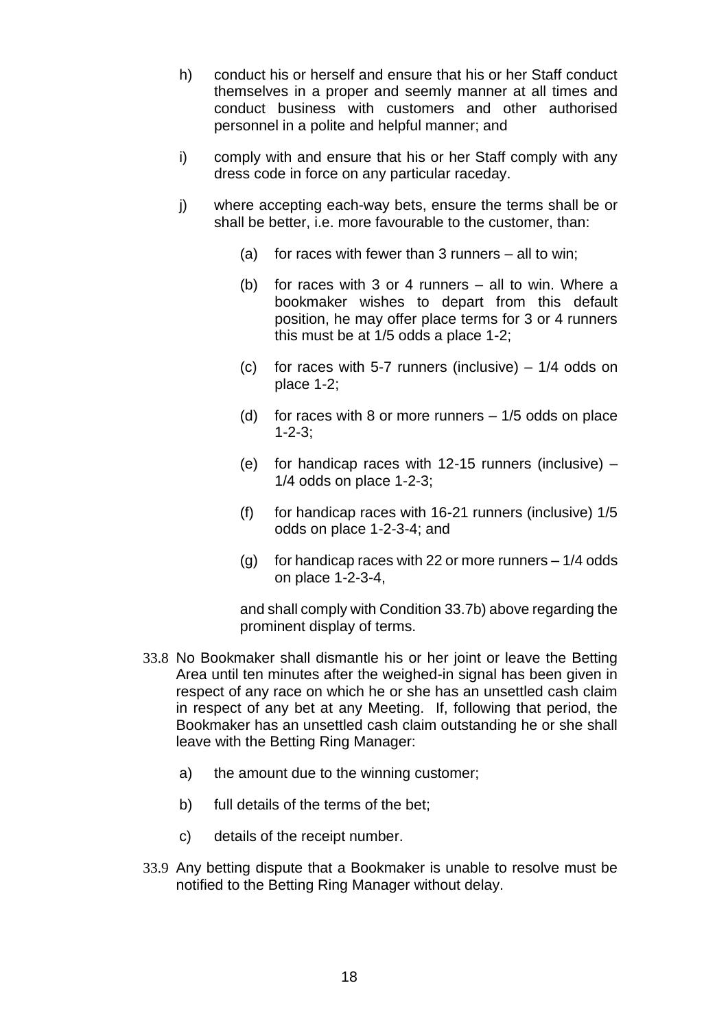h) conduct his or herself and ensure that his or her Staff conduct themselves in a proper and seemly manner at all times and conduct business with customers and other authorised personnel in a polite and helpful manner; and

i) comply with and ensure that his or her Staff comply with any dress code in force on any particular raceday.

j) where accepting each-way bets, ensure the terms shall be or shall be better, i.e. more favourable to the customer, than:

   (a) for races with fewer than 3 runners – all to win;

   (b) for races with 3 or 4 runners – all to win. Where a bookmaker wishes to depart from this default position, he may offer place terms for 3 or 4 runners this must be at 1/5 odds a place 1-2;

   (c) for races with 5-7 runners (inclusive) – 1/4 odds on place 1-2;

   (d) for races with 8 or more runners – 1/5 odds on place 1-2-3;

   (e) for handicap races with 12-15 runners (inclusive) – 1/4 odds on place 1-2-3;

   (f) for handicap races with 16-21 runners (inclusive) 1/5 odds on place 1-2-3-4; and

   (g) for handicap races with 22 or more runners – 1/4 odds on place 1-2-3-4,

   and shall comply with Condition 33.7b) above regarding the prominent display of terms.

33.8 No Bookmaker shall dismantle his or her joint or leave the Betting Area until ten minutes after the weighed-in signal has been given in respect of any race on which he or she has an unsettled cash claim in respect of any bet at any Meeting. If, following that period, the Bookmaker has an unsettled cash claim outstanding he or she shall leave with the Betting Ring Manager:

a) the amount due to the winning customer;

b) full details of the terms of the bet;

c) details of the receipt number.

33.9 Any betting dispute that a Bookmaker is unable to resolve must be notified to the Betting Ring Manager without delay.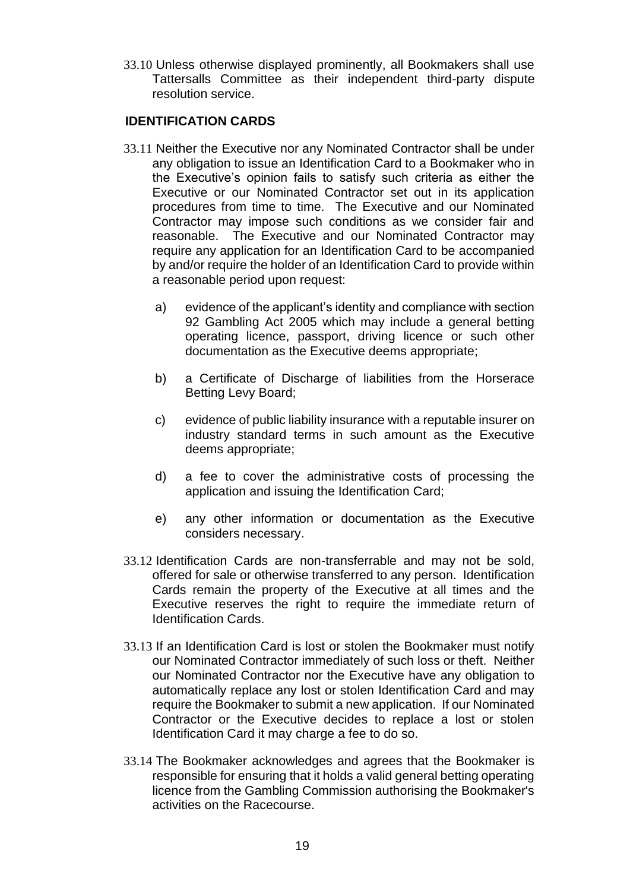33.10 Unless otherwise displayed prominently, all Bookmakers shall use Tattersalls Committee as their independent third-party dispute resolution service.

**IDENTIFICATION CARDS**

33.11 Neither the Executive nor any Nominated Contractor shall be under any obligation to issue an Identification Card to a Bookmaker who in the Executive's opinion fails to satisfy such criteria as either the Executive or our Nominated Contractor set out in its application procedures from time to time. The Executive and our Nominated Contractor may impose such conditions as we consider fair and reasonable. The Executive and our Nominated Contractor may require any application for an Identification Card to be accompanied by and/or require the holder of an Identification Card to provide within a reasonable period upon request:

a) evidence of the applicant's identity and compliance with section 92 Gambling Act 2005 which may include a general betting operating licence, passport, driving licence or such other documentation as the Executive deems appropriate;

b) a Certificate of Discharge of liabilities from the Horserace Betting Levy Board;

c) evidence of public liability insurance with a reputable insurer on industry standard terms in such amount as the Executive deems appropriate;

d) a fee to cover the administrative costs of processing the application and issuing the Identification Card;

e) any other information or documentation as the Executive considers necessary.

33.12 Identification Cards are non-transferrable and may not be sold, offered for sale or otherwise transferred to any person. Identification Cards remain the property of the Executive at all times and the Executive reserves the right to require the immediate return of Identification Cards.

33.13 If an Identification Card is lost or stolen the Bookmaker must notify our Nominated Contractor immediately of such loss or theft. Neither our Nominated Contractor nor the Executive have any obligation to automatically replace any lost or stolen Identification Card and may require the Bookmaker to submit a new application. If our Nominated Contractor or the Executive decides to replace a lost or stolen Identification Card it may charge a fee to do so.

33.14 The Bookmaker acknowledges and agrees that the Bookmaker is responsible for ensuring that it holds a valid general betting operating licence from the Gambling Commission authorising the Bookmaker's activities on the Racecourse.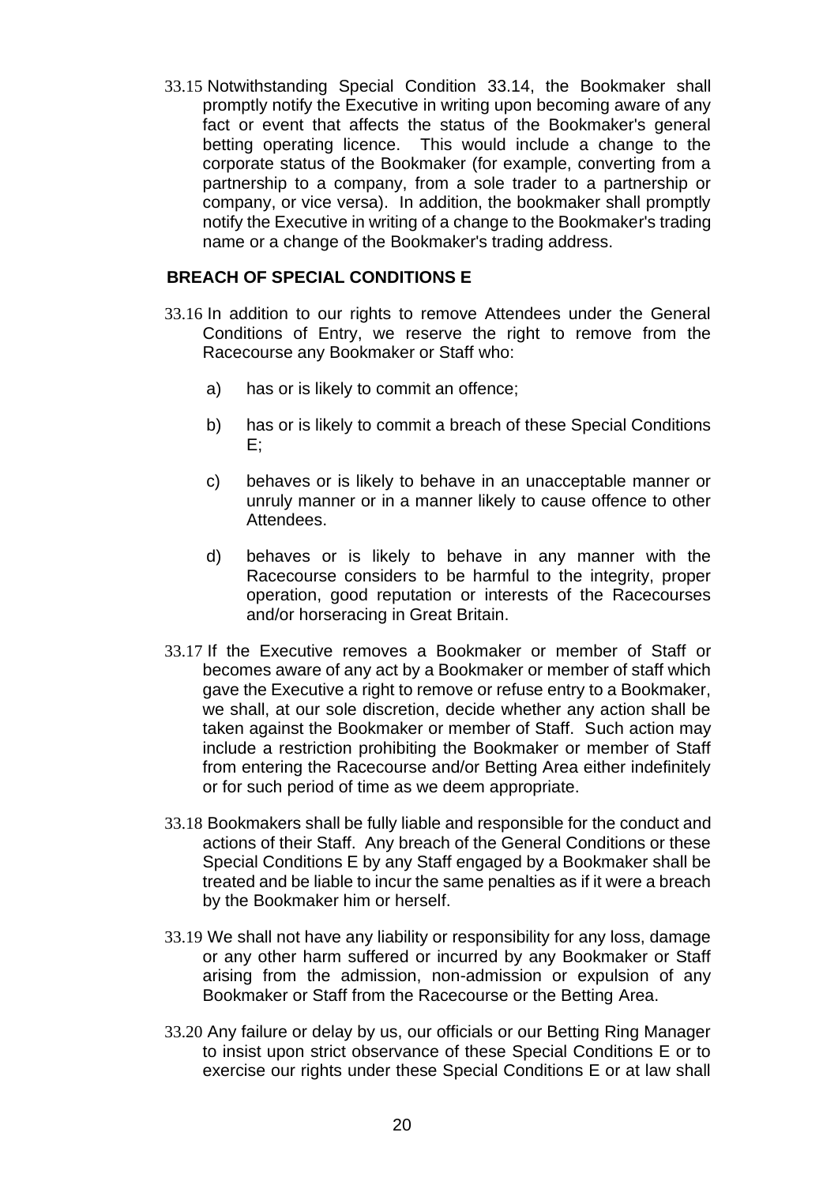33.15 Notwithstanding Special Condition 33.14, the Bookmaker shall promptly notify the Executive in writing upon becoming aware of any fact or event that affects the status of the Bookmaker's general betting operating licence. This would include a change to the corporate status of the Bookmaker (for example, converting from a partnership to a company, from a sole trader to a partnership or company, or vice versa). In addition, the bookmaker shall promptly notify the Executive in writing of a change to the Bookmaker's trading name or a change of the Bookmaker's trading address.

## BREACH OF SPECIAL CONDITIONS E

33.16 In addition to our rights to remove Attendees under the General Conditions of Entry, we reserve the right to remove from the Racecourse any Bookmaker or Staff who:

a) has or is likely to commit an offence;

b) has or is likely to commit a breach of these Special Conditions E;

c) behaves or is likely to behave in an unacceptable manner or unruly manner or in a manner likely to cause offence to other Attendees.

d) behaves or is likely to behave in any manner with the Racecourse considers to be harmful to the integrity, proper operation, good reputation or interests of the Racecourses and/or horseracing in Great Britain.

33.17 If the Executive removes a Bookmaker or member of Staff or becomes aware of any act by a Bookmaker or member of staff which gave the Executive a right to remove or refuse entry to a Bookmaker, we shall, at our sole discretion, decide whether any action shall be taken against the Bookmaker or member of Staff. Such action may include a restriction prohibiting the Bookmaker or member of Staff from entering the Racecourse and/or Betting Area either indefinitely or for such period of time as we deem appropriate.

33.18 Bookmakers shall be fully liable and responsible for the conduct and actions of their Staff. Any breach of the General Conditions or these Special Conditions E by any Staff engaged by a Bookmaker shall be treated and be liable to incur the same penalties as if it were a breach by the Bookmaker him or herself.

33.19 We shall not have any liability or responsibility for any loss, damage or any other harm suffered or incurred by any Bookmaker or Staff arising from the admission, non-admission or expulsion of any Bookmaker or Staff from the Racecourse or the Betting Area.

33.20 Any failure or delay by us, our officials or our Betting Ring Manager to insist upon strict observance of these Special Conditions E or to exercise our rights under these Special Conditions E or at law shall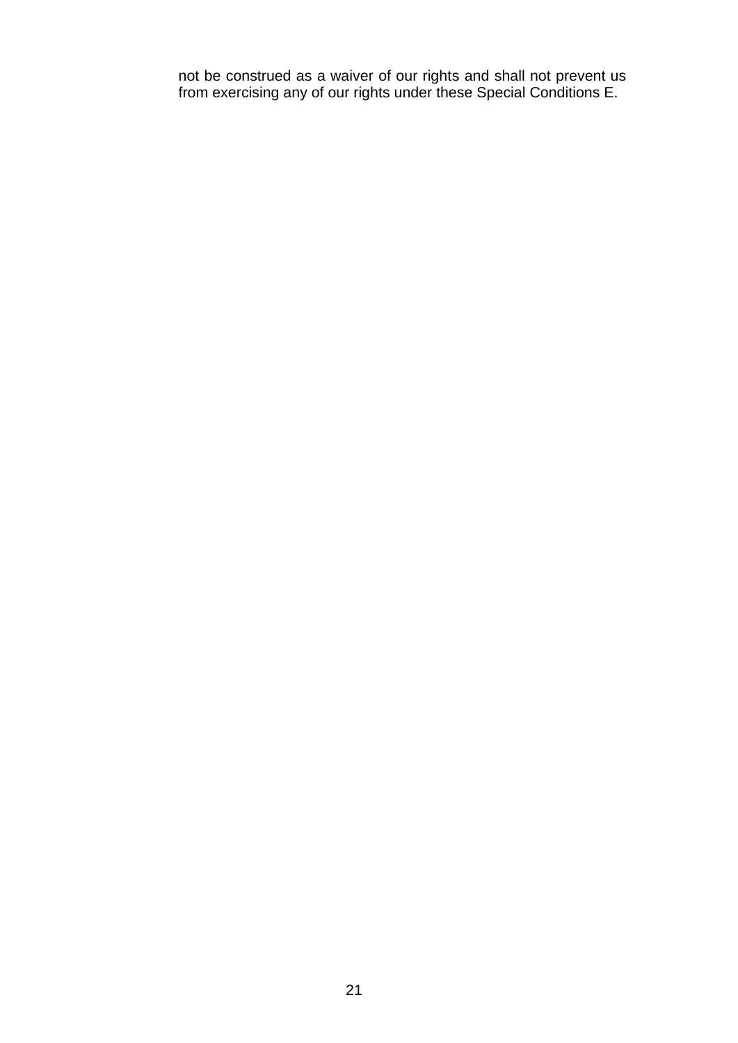not be construed as a waiver of our rights and shall not prevent us from exercising any of our rights under these Special Conditions E.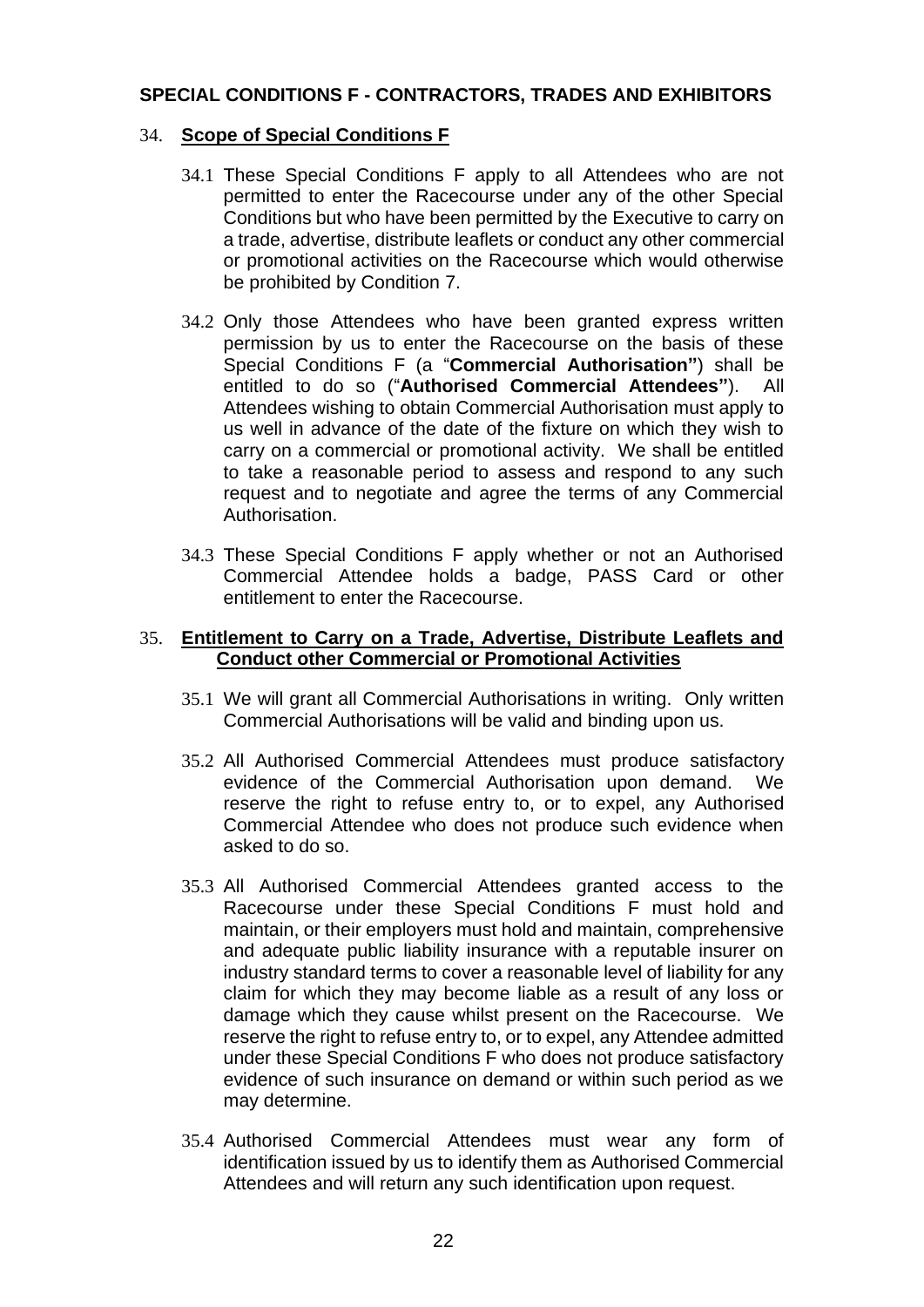## SPECIAL CONDITIONS F - CONTRACTORS, TRADES AND EXHIBITORS

### 34. **Scope of Special Conditions F**

34.1 These Special Conditions F apply to all Attendees who are not permitted to enter the Racecourse under any of the other Special Conditions but who have been permitted by the Executive to carry on a trade, advertise, distribute leaflets or conduct any other commercial or promotional activities on the Racecourse which would otherwise be prohibited by Condition 7.

34.2 Only those Attendees who have been granted express written permission by us to enter the Racecourse on the basis of these Special Conditions F (a "**Commercial Authorisation"**) shall be entitled to do so ("**Authorised Commercial Attendees"**). All Attendees wishing to obtain Commercial Authorisation must apply to us well in advance of the date of the fixture on which they wish to carry on a commercial or promotional activity. We shall be entitled to take a reasonable period to assess and respond to any such request and to negotiate and agree the terms of any Commercial Authorisation.

34.3 These Special Conditions F apply whether or not an Authorised Commercial Attendee holds a badge, PASS Card or other entitlement to enter the Racecourse.

### 35. **Entitlement to Carry on a Trade, Advertise, Distribute Leaflets and Conduct other Commercial or Promotional Activities**

35.1 We will grant all Commercial Authorisations in writing. Only written Commercial Authorisations will be valid and binding upon us.

35.2 All Authorised Commercial Attendees must produce satisfactory evidence of the Commercial Authorisation upon demand. We reserve the right to refuse entry to, or to expel, any Authorised Commercial Attendee who does not produce such evidence when asked to do so.

35.3 All Authorised Commercial Attendees granted access to the Racecourse under these Special Conditions F must hold and maintain, or their employers must hold and maintain, comprehensive and adequate public liability insurance with a reputable insurer on industry standard terms to cover a reasonable level of liability for any claim for which they may become liable as a result of any loss or damage which they cause whilst present on the Racecourse. We reserve the right to refuse entry to, or to expel, any Attendee admitted under these Special Conditions F who does not produce satisfactory evidence of such insurance on demand or within such period as we may determine.

35.4 Authorised Commercial Attendees must wear any form of identification issued by us to identify them as Authorised Commercial Attendees and will return any such identification upon request.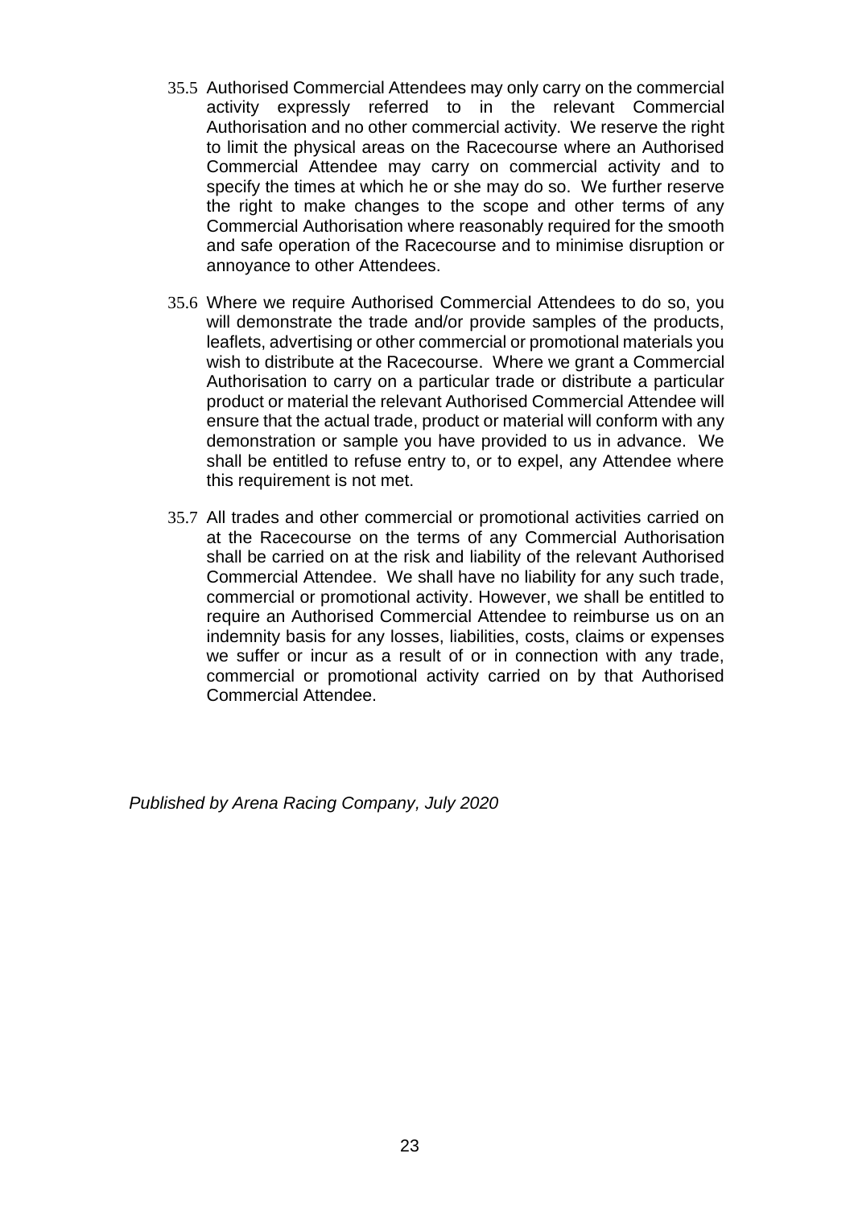35.5 Authorised Commercial Attendees may only carry on the commercial activity expressly referred to in the relevant Commercial Authorisation and no other commercial activity. We reserve the right to limit the physical areas on the Racecourse where an Authorised Commercial Attendee may carry on commercial activity and to specify the times at which he or she may do so. We further reserve the right to make changes to the scope and other terms of any Commercial Authorisation where reasonably required for the smooth and safe operation of the Racecourse and to minimise disruption or annoyance to other Attendees.

35.6 Where we require Authorised Commercial Attendees to do so, you will demonstrate the trade and/or provide samples of the products, leaflets, advertising or other commercial or promotional materials you wish to distribute at the Racecourse. Where we grant a Commercial Authorisation to carry on a particular trade or distribute a particular product or material the relevant Authorised Commercial Attendee will ensure that the actual trade, product or material will conform with any demonstration or sample you have provided to us in advance. We shall be entitled to refuse entry to, or to expel, any Attendee where this requirement is not met.

35.7 All trades and other commercial or promotional activities carried on at the Racecourse on the terms of any Commercial Authorisation shall be carried on at the risk and liability of the relevant Authorised Commercial Attendee. We shall have no liability for any such trade, commercial or promotional activity. However, we shall be entitled to require an Authorised Commercial Attendee to reimburse us on an indemnity basis for any losses, liabilities, costs, claims or expenses we suffer or incur as a result of or in connection with any trade, commercial or promotional activity carried on by that Authorised Commercial Attendee.

*Published by Arena Racing Company, July 2020*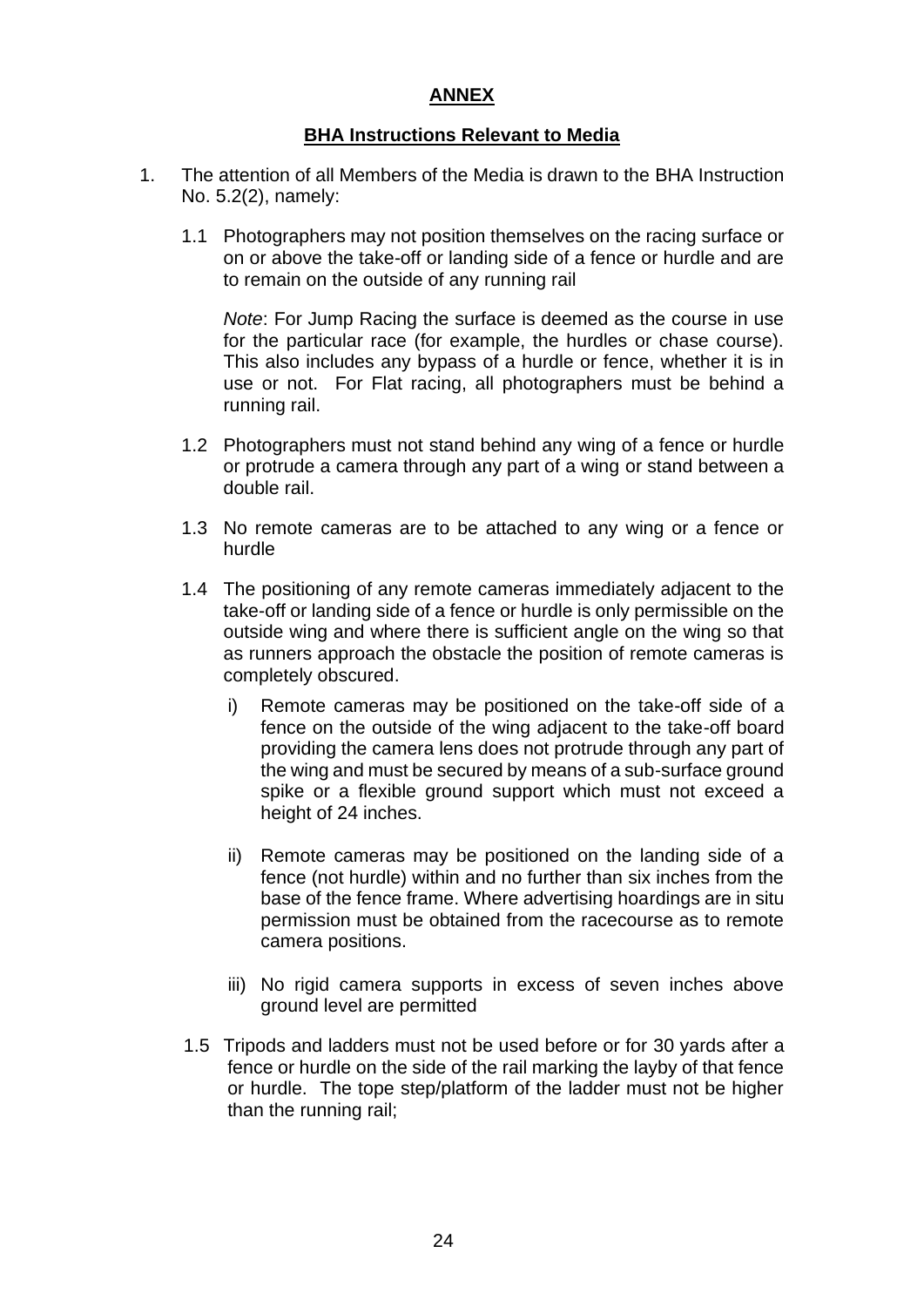**ANNEX**

**BHA Instructions Relevant to Media**

1. The attention of all Members of the Media is drawn to the BHA Instruction No. 5.2(2), namely:

   1.1 Photographers may not position themselves on the racing surface or on or above the take-off or landing side of a fence or hurdle and are to remain on the outside of any running rail

   *Note*: For Jump Racing the surface is deemed as the course in use for the particular race (for example, the hurdles or chase course). This also includes any bypass of a hurdle or fence, whether it is in use or not. For Flat racing, all photographers must be behind a running rail.

   1.2 Photographers must not stand behind any wing of a fence or hurdle or protrude a camera through any part of a wing or stand between a double rail.

   1.3 No remote cameras are to be attached to any wing or a fence or hurdle

   1.4 The positioning of any remote cameras immediately adjacent to the take-off or landing side of a fence or hurdle is only permissible on the outside wing and where there is sufficient angle on the wing so that as runners approach the obstacle the position of remote cameras is completely obscured.

      i) Remote cameras may be positioned on the take-off side of a fence on the outside of the wing adjacent to the take-off board providing the camera lens does not protrude through any part of the wing and must be secured by means of a sub-surface ground spike or a flexible ground support which must not exceed a height of 24 inches.

      ii) Remote cameras may be positioned on the landing side of a fence (not hurdle) within and no further than six inches from the base of the fence frame. Where advertising hoardings are in situ permission must be obtained from the racecourse as to remote camera positions.

      iii) No rigid camera supports in excess of seven inches above ground level are permitted

   1.5 Tripods and ladders must not be used before or for 30 yards after a fence or hurdle on the side of the rail marking the layby of that fence or hurdle. The tope step/platform of the ladder must not be higher than the running rail;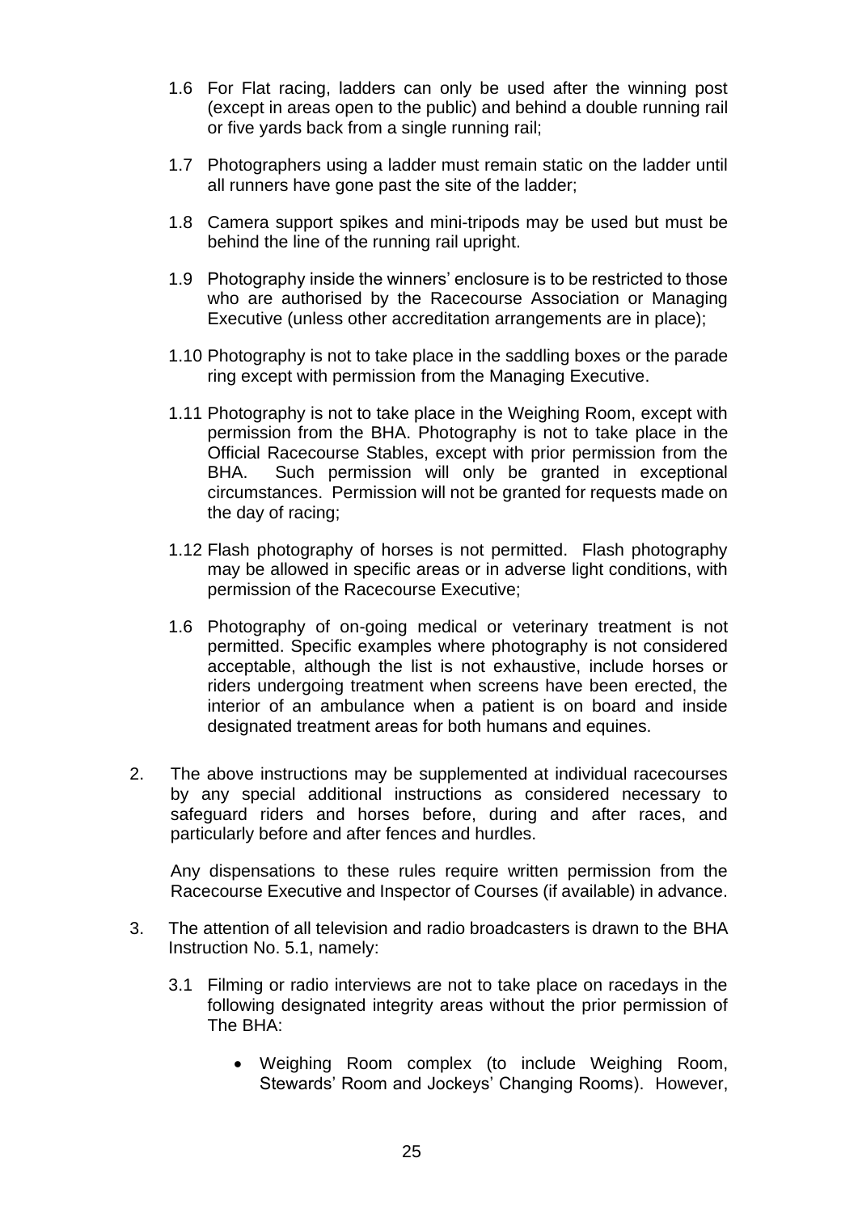1.6 For Flat racing, ladders can only be used after the winning post (except in areas open to the public) and behind a double running rail or five yards back from a single running rail;

1.7 Photographers using a ladder must remain static on the ladder until all runners have gone past the site of the ladder;

1.8 Camera support spikes and mini-tripods may be used but must be behind the line of the running rail upright.

1.9 Photography inside the winners' enclosure is to be restricted to those who are authorised by the Racecourse Association or Managing Executive (unless other accreditation arrangements are in place);

1.10 Photography is not to take place in the saddling boxes or the parade ring except with permission from the Managing Executive.

1.11 Photography is not to take place in the Weighing Room, except with permission from the BHA. Photography is not to take place in the Official Racecourse Stables, except with prior permission from the BHA. Such permission will only be granted in exceptional circumstances. Permission will not be granted for requests made on the day of racing;

1.12 Flash photography of horses is not permitted. Flash photography may be allowed in specific areas or in adverse light conditions, with permission of the Racecourse Executive;

1.6 Photography of on-going medical or veterinary treatment is not permitted. Specific examples where photography is not considered acceptable, although the list is not exhaustive, include horses or riders undergoing treatment when screens have been erected, the interior of an ambulance when a patient is on board and inside designated treatment areas for both humans and equines.

2. The above instructions may be supplemented at individual racecourses by any special additional instructions as considered necessary to safeguard riders and horses before, during and after races, and particularly before and after fences and hurdles.

   Any dispensations to these rules require written permission from the Racecourse Executive and Inspector of Courses (if available) in advance.

3. The attention of all television and radio broadcasters is drawn to the BHA Instruction No. 5.1, namely:

   3.1 Filming or radio interviews are not to take place on racedays in the following designated integrity areas without the prior permission of The BHA:

   - Weighing Room complex (to include Weighing Room, Stewards' Room and Jockeys' Changing Rooms). However,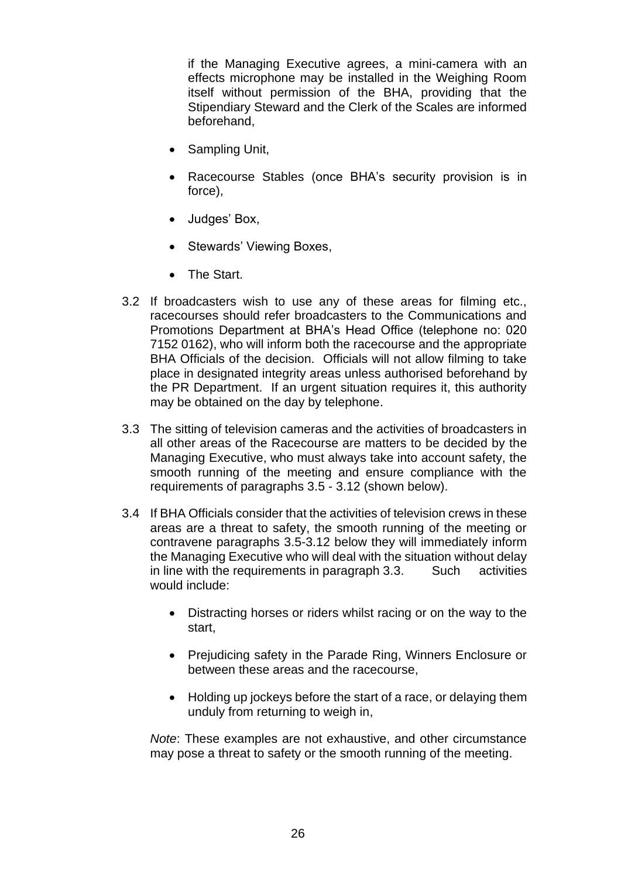if the Managing Executive agrees, a mini-camera with an effects microphone may be installed in the Weighing Room itself without permission of the BHA, providing that the Stipendiary Steward and the Clerk of the Scales are informed beforehand,

- Sampling Unit,
- Racecourse Stables (once BHA's security provision is in force),
- Judges' Box,
- Stewards' Viewing Boxes,
- The Start.

3.2 If broadcasters wish to use any of these areas for filming etc., racecourses should refer broadcasters to the Communications and Promotions Department at BHA's Head Office (telephone no: 020 7152 0162), who will inform both the racecourse and the appropriate BHA Officials of the decision. Officials will not allow filming to take place in designated integrity areas unless authorised beforehand by the PR Department. If an urgent situation requires it, this authority may be obtained on the day by telephone.

3.3 The sitting of television cameras and the activities of broadcasters in all other areas of the Racecourse are matters to be decided by the Managing Executive, who must always take into account safety, the smooth running of the meeting and ensure compliance with the requirements of paragraphs 3.5 - 3.12 (shown below).

3.4 If BHA Officials consider that the activities of television crews in these areas are a threat to safety, the smooth running of the meeting or contravene paragraphs 3.5-3.12 below they will immediately inform the Managing Executive who will deal with the situation without delay in line with the requirements in paragraph 3.3. Such activities would include:

- Distracting horses or riders whilst racing or on the way to the start,
- Prejudicing safety in the Parade Ring, Winners Enclosure or between these areas and the racecourse,
- Holding up jockeys before the start of a race, or delaying them unduly from returning to weigh in,

*Note*: These examples are not exhaustive, and other circumstance may pose a threat to safety or the smooth running of the meeting.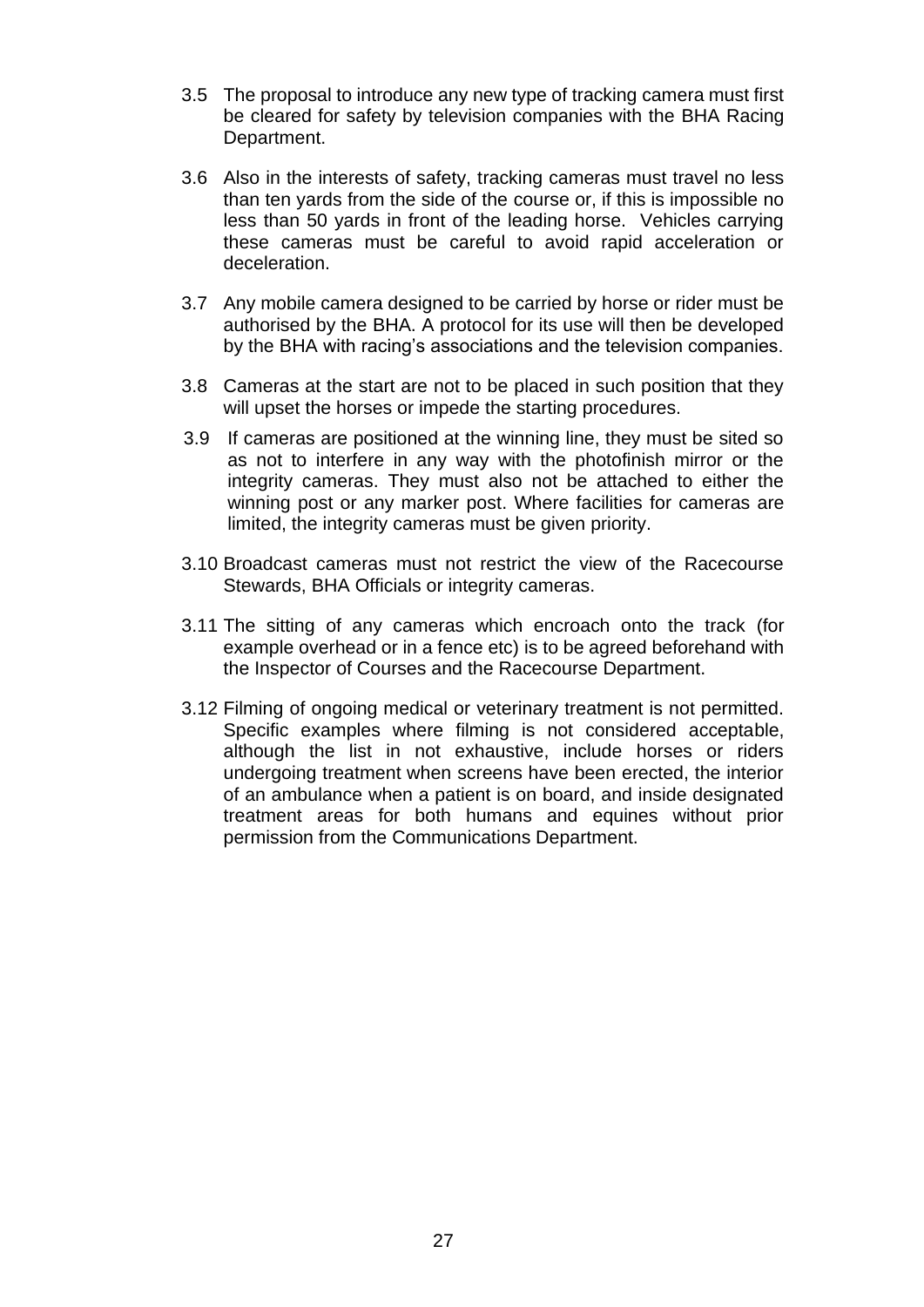3.5 The proposal to introduce any new type of tracking camera must first be cleared for safety by television companies with the BHA Racing Department.

3.6 Also in the interests of safety, tracking cameras must travel no less than ten yards from the side of the course or, if this is impossible no less than 50 yards in front of the leading horse. Vehicles carrying these cameras must be careful to avoid rapid acceleration or deceleration.

3.7 Any mobile camera designed to be carried by horse or rider must be authorised by the BHA. A protocol for its use will then be developed by the BHA with racing's associations and the television companies.

3.8 Cameras at the start are not to be placed in such position that they will upset the horses or impede the starting procedures.

3.9 If cameras are positioned at the winning line, they must be sited so as not to interfere in any way with the photofinish mirror or the integrity cameras. They must also not be attached to either the winning post or any marker post. Where facilities for cameras are limited, the integrity cameras must be given priority.

3.10 Broadcast cameras must not restrict the view of the Racecourse Stewards, BHA Officials or integrity cameras.

3.11 The sitting of any cameras which encroach onto the track (for example overhead or in a fence etc) is to be agreed beforehand with the Inspector of Courses and the Racecourse Department.

3.12 Filming of ongoing medical or veterinary treatment is not permitted. Specific examples where filming is not considered acceptable, although the list in not exhaustive, include horses or riders undergoing treatment when screens have been erected, the interior of an ambulance when a patient is on board, and inside designated treatment areas for both humans and equines without prior permission from the Communications Department.